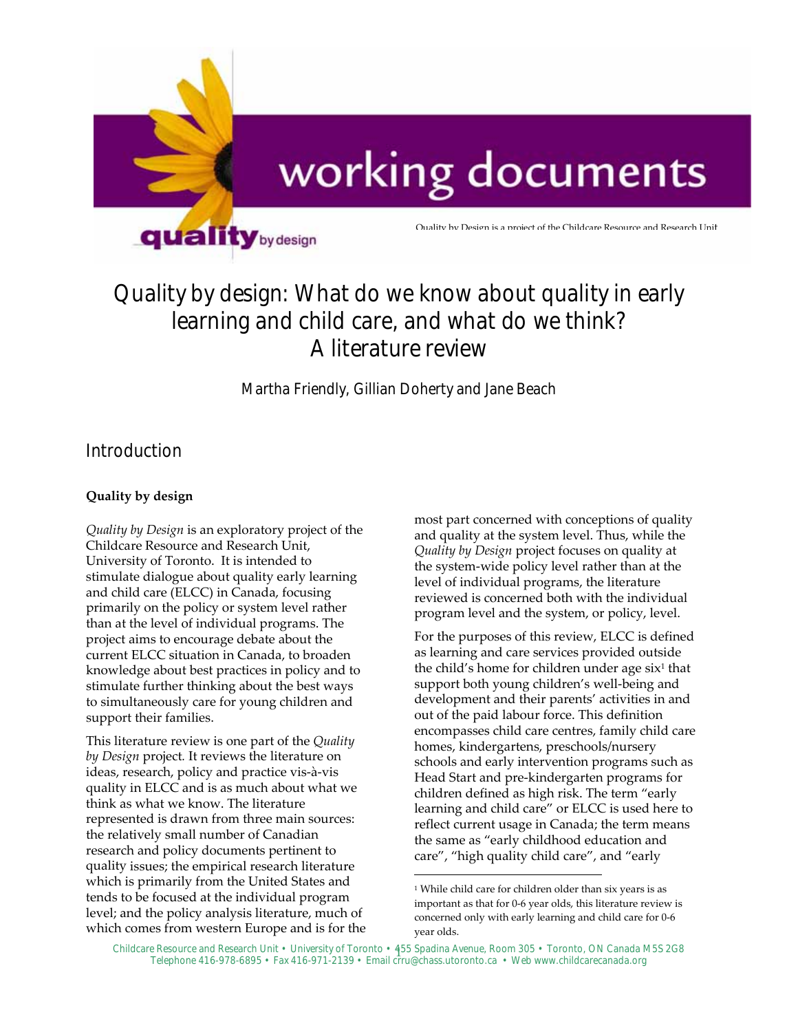working documents

quality by design

Quality by Design is a project of the Childcare Resource and Research Unit

# Quality by design: What do we know about quality in early learning and child care, and what do we think? A literature review

Martha Friendly, Gillian Doherty and Jane Beach

## Introduction

### Quality by design

*Quality by Design* is an exploratory project of the Childcare Resource and Research Unit, University of Toronto. It is intended to stimulate dialogue about quality early learning and child care (ELCC) in Canada, focusing primarily on the policy or system level rather than at the level of individual programs. The project aims to encourage debate about the current ELCC situation in Canada, to broaden knowledge about best practices in policy and to stimulate further thinking about the best ways to simultaneously care for young children and support their families.

This literature review is one part of the *Quality by Design* project. It reviews the literature on ideas, research, policy and practice vis-à-vis quality in ELCC and is as much about what we think as what we know. The literature represented is drawn from three main sources: the relatively small number of Canadian research and policy documents pertinent to quality issues; the empirical research literature which is primarily from the United States and tends to be focused at the individual program level; and the policy analysis literature, much of which comes from western Europe and is for the most part concerned with conceptions of quality and quality at the system level. Thus, while the *Quality by Design* project focuses on quality at the system-wide policy level rather than at the level of individual programs, the literature reviewed is concerned both with the individual program level and the system, or policy, level.

For the purposes of this review, ELCC is defined as learning and care services provided outside the child's home for children under age six[1] that support both young children's well-being and development and their parents' activities in and out of the paid labour force. This definition encompasses child care centres, family child care homes, kindergartens, preschools/nursery schools and early intervention programs such as Head Start and pre-kindergarten programs for children defined as high risk. The term "early learning and child care" or ELCC is used here to reflect current usage in Canada; the term means the same as "early childhood education and care", "high quality child care", and "early

[1] While child care for children older than six years is as important as that for 0-6 year olds, this literature review is concerned only with early learning and child care for 0-6 year olds.

Childcare Resource and Research Unit • University of Toronto • 455 Spadina Avenue, Room 305 • Toronto, ON Canada M5S 2G8
Telephone 416-978-6895 • Fax 416-971-2139 • Email crru@chass.utoronto.ca • Web www.childcarecanada.org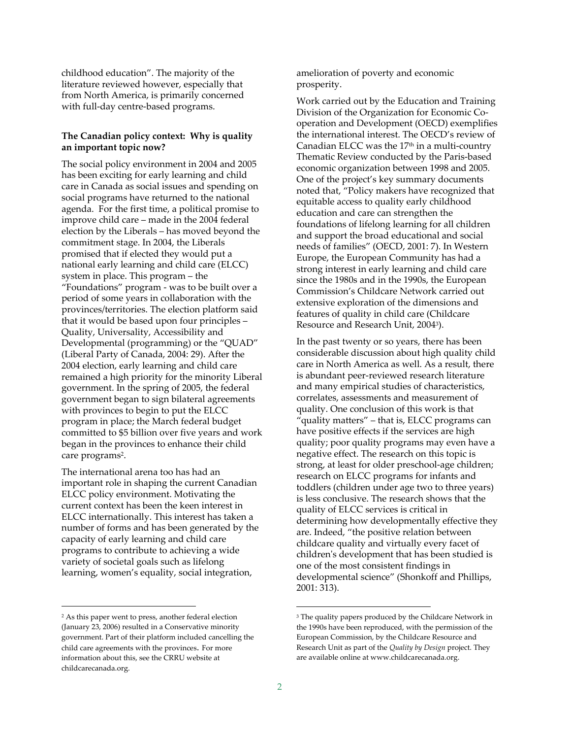childhood education". The majority of the literature reviewed however, especially that from North America, is primarily concerned with full-day centre-based programs.

**The Canadian policy context: Why is quality an important topic now?**

The social policy environment in 2004 and 2005 has been exciting for early learning and child care in Canada as social issues and spending on social programs have returned to the national agenda. For the first time, a political promise to improve child care – made in the 2004 federal election by the Liberals – has moved beyond the commitment stage. In 2004, the Liberals promised that if elected they would put a national early learning and child care (ELCC) system in place. This program – the "Foundations" program - was to be built over a period of some years in collaboration with the provinces/territories. The election platform said that it would be based upon four principles – Quality, Universality, Accessibility and Developmental (programming) or the "QUAD" (Liberal Party of Canada, 2004: 29). After the 2004 election, early learning and child care remained a high priority for the minority Liberal government. In the spring of 2005, the federal government began to sign bilateral agreements with provinces to begin to put the ELCC program in place; the March federal budget committed to $5 billion over five years and work began in the provinces to enhance their child care programs[2].

The international arena too has had an important role in shaping the current Canadian ELCC policy environment. Motivating the current context has been the keen interest in ELCC internationally. This interest has taken a number of forms and has been generated by the capacity of early learning and child care programs to contribute to achieving a wide variety of societal goals such as lifelong learning, women's equality, social integration, amelioration of poverty and economic prosperity.

Work carried out by the Education and Training Division of the Organization for Economic Co-operation and Development (OECD) exemplifies the international interest. The OECD's review of Canadian ELCC was the 17th in a multi-country Thematic Review conducted by the Paris-based economic organization between 1998 and 2005. One of the project's key summary documents noted that, "Policy makers have recognized that equitable access to quality early childhood education and care can strengthen the foundations of lifelong learning for all children and support the broad educational and social needs of families" (OECD, 2001: 7). In Western Europe, the European Community has had a strong interest in early learning and child care since the 1980s and in the 1990s, the European Commission's Childcare Network carried out extensive exploration of the dimensions and features of quality in child care (Childcare Resource and Research Unit, 2004[3]).

In the past twenty or so years, there has been considerable discussion about high quality child care in North America as well. As a result, there is abundant peer-reviewed research literature and many empirical studies of characteristics, correlates, assessments and measurement of quality. One conclusion of this work is that "quality matters" – that is, ELCC programs can have positive effects if the services are high quality; poor quality programs may even have a negative effect. The research on this topic is strong, at least for older preschool-age children; research on ELCC programs for infants and toddlers (children under age two to three years) is less conclusive. The research shows that the quality of ELCC services is critical in determining how developmentally effective they are. Indeed, "the positive relation between childcare quality and virtually every facet of children's development that has been studied is one of the most consistent findings in developmental science" (Shonkoff and Phillips, 2001: 313).

---

[2] As this paper went to press, another federal election (January 23, 2006) resulted in a Conservative minority government. Part of their platform included cancelling the child care agreements with the provinces. For more information about this, see the CRRU website at childcarecanada.org.

[3] The quality papers produced by the Childcare Network in the 1990s have been reproduced, with the permission of the European Commission, by the Childcare Resource and Research Unit as part of the *Quality by Design* project. They are available online at www.childcarecanada.org.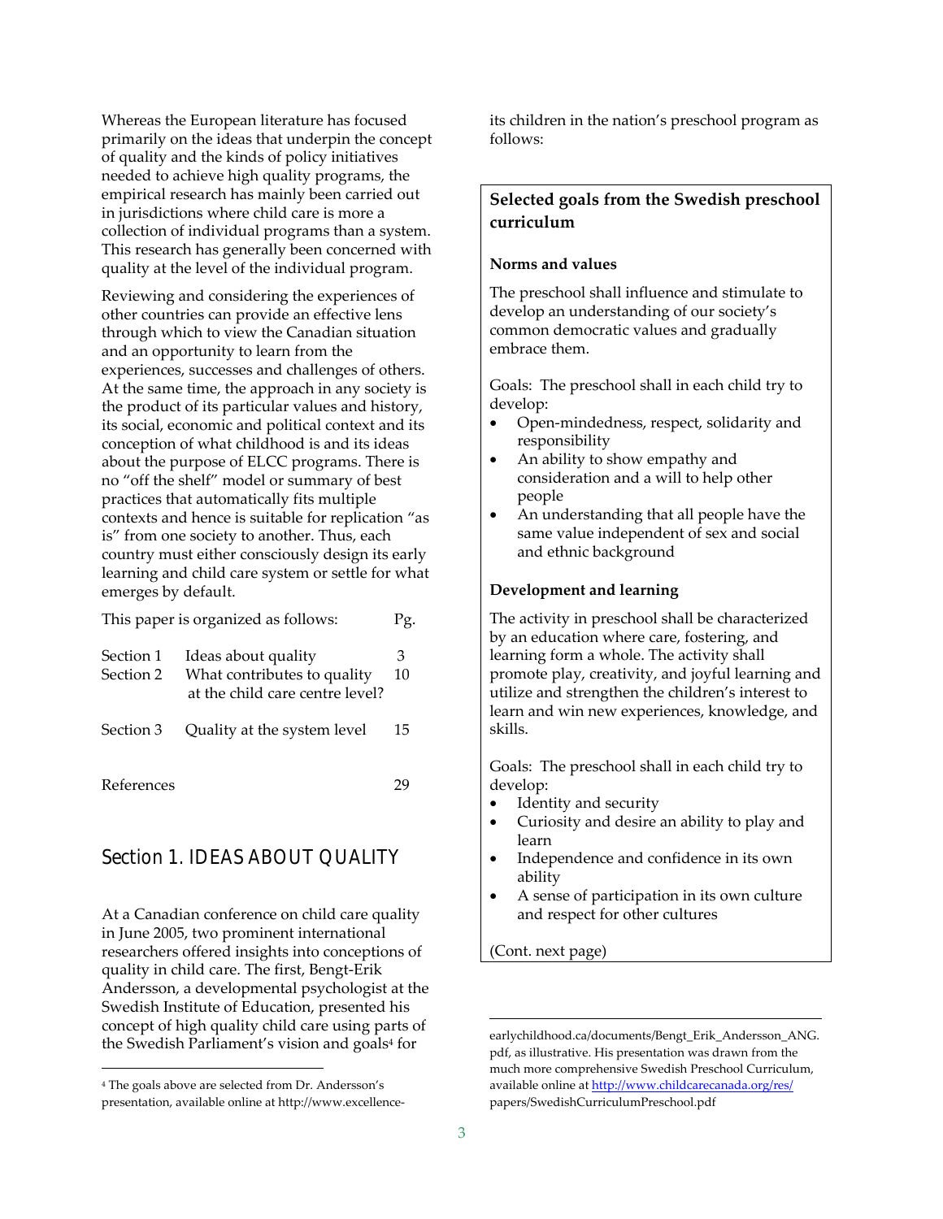Whereas the European literature has focused primarily on the ideas that underpin the concept of quality and the kinds of policy initiatives needed to achieve high quality programs, the empirical research has mainly been carried out in jurisdictions where child care is more a collection of individual programs than a system. This research has generally been concerned with quality at the level of the individual program.

Reviewing and considering the experiences of other countries can provide an effective lens through which to view the Canadian situation and an opportunity to learn from the experiences, successes and challenges of others. At the same time, the approach in any society is the product of its particular values and history, its social, economic and political context and its conception of what childhood is and its ideas about the purpose of ELCC programs. There is no "off the shelf" model or summary of best practices that automatically fits multiple contexts and hence is suitable for replication "as is" from one society to another. Thus, each country must either consciously design its early learning and child care system or settle for what emerges by default.

This paper is organized as follows:

| | | Pg. |
|---|---|---|
| Section 1 | Ideas about quality | 3 |
| Section 2 | What contributes to quality at the child care centre level? | 10 |
| Section 3 | Quality at the system level | 15 |
| References | | 29 |

## Section 1. IDEAS ABOUT QUALITY

At a Canadian conference on child care quality in June 2005, two prominent international researchers offered insights into conceptions of quality in child care. The first, Bengt-Erik Andersson, a developmental psychologist at the Swedish Institute of Education, presented his concept of high quality child care using parts of the Swedish Parliament's vision and goals[4] for its children in the nation's preschool program as follows:

### Selected goals from the Swedish preschool curriculum

**Norms and values**

The preschool shall influence and stimulate to develop an understanding of our society's common democratic values and gradually embrace them.

Goals: The preschool shall in each child try to develop:

- Open-mindedness, respect, solidarity and responsibility
- An ability to show empathy and consideration and a will to help other people
- An understanding that all people have the same value independent of sex and social and ethnic background

**Development and learning**

The activity in preschool shall be characterized by an education where care, fostering, and learning form a whole. The activity shall promote play, creativity, and joyful learning and utilize and strengthen the children's interest to learn and win new experiences, knowledge, and skills.

Goals: The preschool shall in each child try to develop:

- Identity and security
- Curiosity and desire an ability to play and learn
- Independence and confidence in its own ability
- A sense of participation in its own culture and respect for other cultures

(Cont. next page)

---

[4] The goals above are selected from Dr. Andersson's presentation, available online at http://www.excellence-earlychildhood.ca/documents/Bengt_Erik_Andersson_ANG.pdf, as illustrative. His presentation was drawn from the much more comprehensive Swedish Preschool Curriculum, available online at http://www.childcarecanada.org/res/papers/SwedishCurriculumPreschool.pdf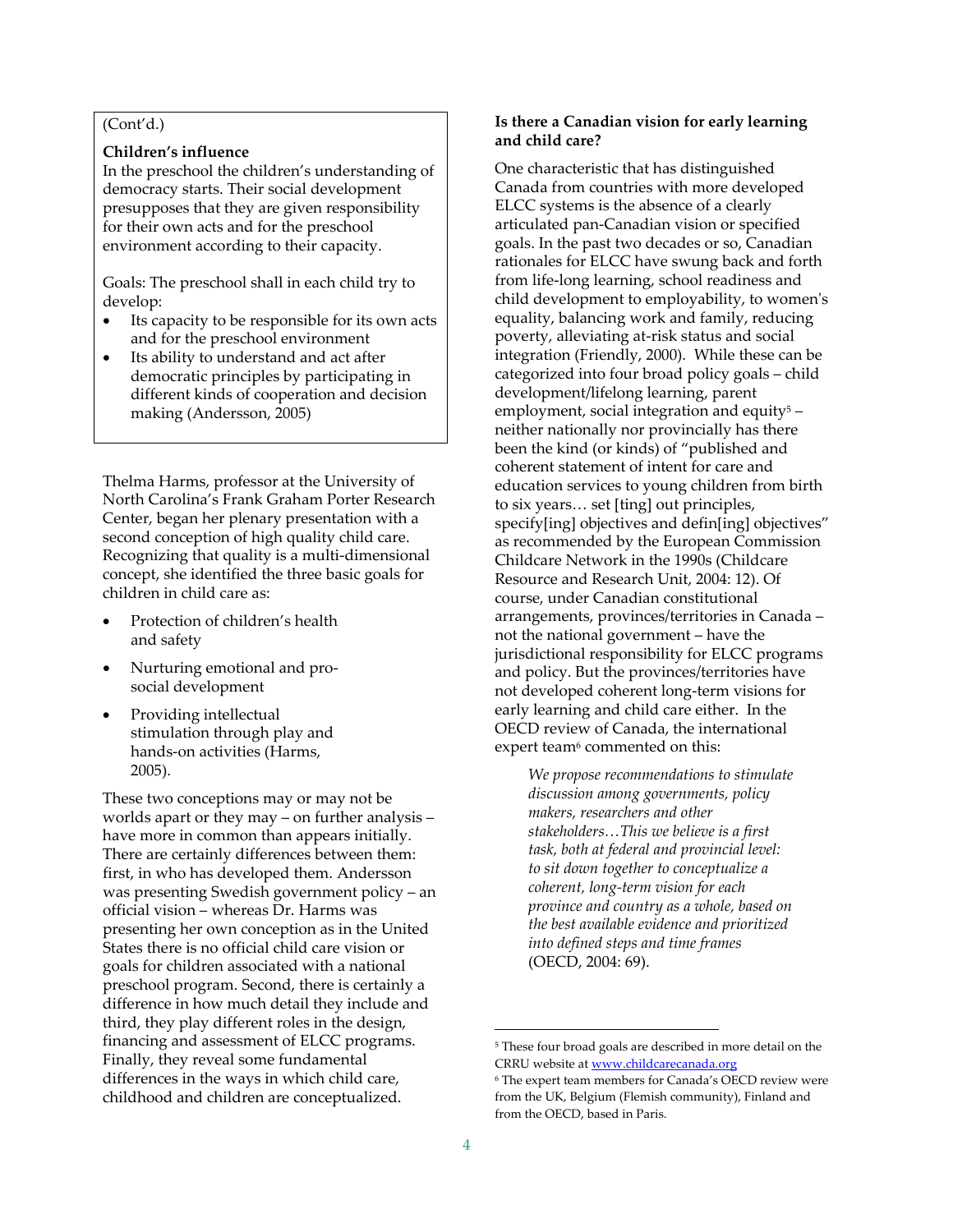(Cont'd.)

**Children's influence**

In the preschool the children's understanding of democracy starts. Their social development presupposes that they are given responsibility for their own acts and for the preschool environment according to their capacity.

Goals: The preschool shall in each child try to develop:

- Its capacity to be responsible for its own acts and for the preschool environment
- Its ability to understand and act after democratic principles by participating in different kinds of cooperation and decision making (Andersson, 2005)

Thelma Harms, professor at the University of North Carolina's Frank Graham Porter Research Center, began her plenary presentation with a second conception of high quality child care. Recognizing that quality is a multi-dimensional concept, she identified the three basic goals for children in child care as:

- Protection of children's health and safety
- Nurturing emotional and pro-social development
- Providing intellectual stimulation through play and hands-on activities (Harms, 2005).

These two conceptions may or may not be worlds apart or they may – on further analysis – have more in common than appears initially. There are certainly differences between them: first, in who has developed them. Andersson was presenting Swedish government policy – an official vision – whereas Dr. Harms was presenting her own conception as in the United States there is no official child care vision or goals for children associated with a national preschool program. Second, there is certainly a difference in how much detail they include and third, they play different roles in the design, financing and assessment of ELCC programs. Finally, they reveal some fundamental differences in the ways in which child care, childhood and children are conceptualized.

**Is there a Canadian vision for early learning and child care?**

One characteristic that has distinguished Canada from countries with more developed ELCC systems is the absence of a clearly articulated pan-Canadian vision or specified goals. In the past two decades or so, Canadian rationales for ELCC have swung back and forth from life-long learning, school readiness and child development to employability, to women's equality, balancing work and family, reducing poverty, alleviating at-risk status and social integration (Friendly, 2000). While these can be categorized into four broad policy goals – child development/lifelong learning, parent employment, social integration and equity[5] – neither nationally nor provincially has there been the kind (or kinds) of "published and coherent statement of intent for care and education services to young children from birth to six years… set [ting] out principles, specify[ing] objectives and defin[ing] objectives" as recommended by the European Commission Childcare Network in the 1990s (Childcare Resource and Research Unit, 2004: 12). Of course, under Canadian constitutional arrangements, provinces/territories in Canada – not the national government – have the jurisdictional responsibility for ELCC programs and policy. But the provinces/territories have not developed coherent long-term visions for early learning and child care either. In the OECD review of Canada, the international expert team[6] commented on this:

> *We propose recommendations to stimulate discussion among governments, policy makers, researchers and other stakeholders…This we believe is a first task, both at federal and provincial level: to sit down together to conceptualize a coherent, long-term vision for each province and country as a whole, based on the best available evidence and prioritized into defined steps and time frames* (OECD, 2004: 69).

---

[5] These four broad goals are described in more detail on the CRRU website at www.childcarecanada.org

[6] The expert team members for Canada's OECD review were from the UK, Belgium (Flemish community), Finland and from the OECD, based in Paris.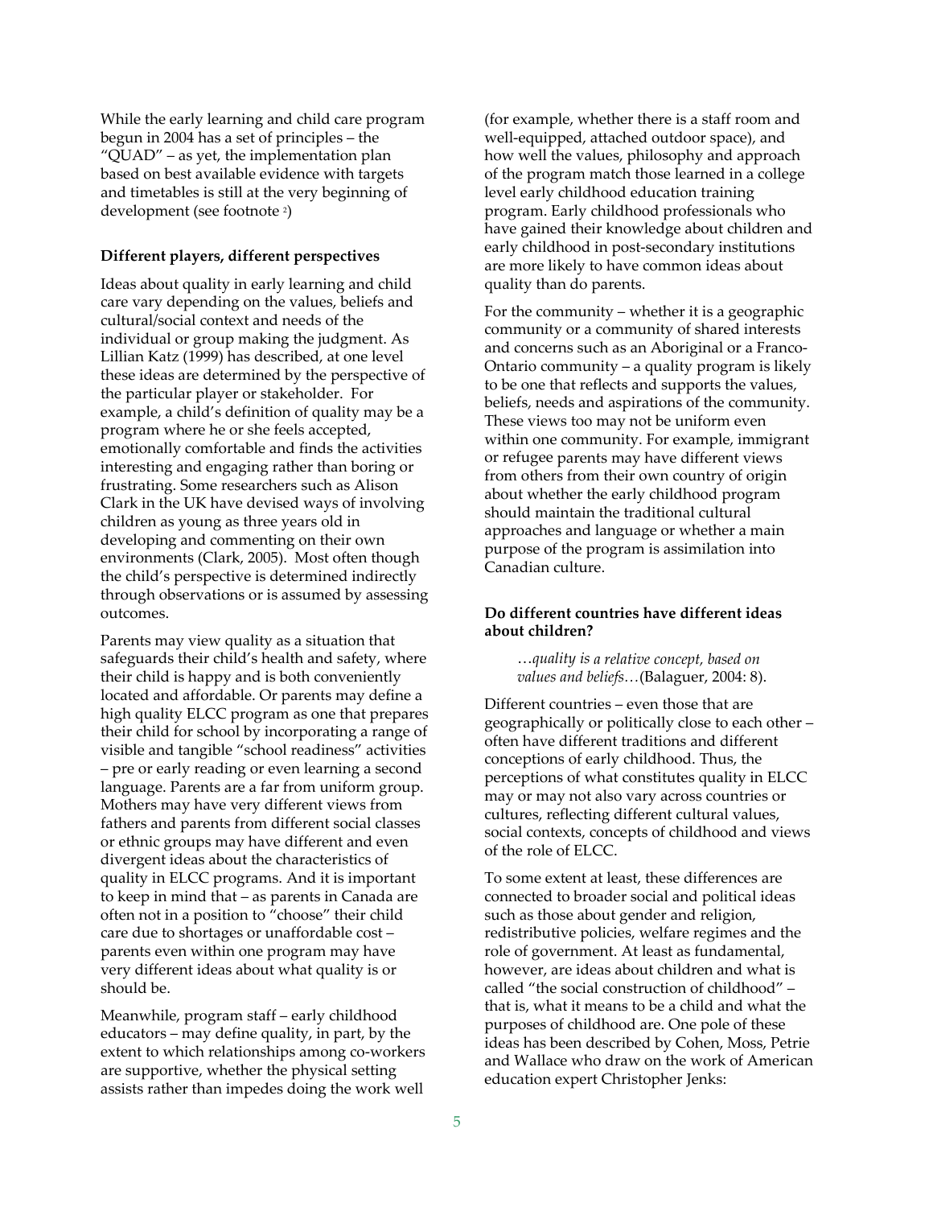While the early learning and child care program begun in 2004 has a set of principles – the "QUAD" – as yet, the implementation plan based on best available evidence with targets and timetables is still at the very beginning of development (see footnote [2])

**Different players, different perspectives**

Ideas about quality in early learning and child care vary depending on the values, beliefs and cultural/social context and needs of the individual or group making the judgment. As Lillian Katz (1999) has described, at one level these ideas are determined by the perspective of the particular player or stakeholder. For example, a child's definition of quality may be a program where he or she feels accepted, emotionally comfortable and finds the activities interesting and engaging rather than boring or frustrating. Some researchers such as Alison Clark in the UK have devised ways of involving children as young as three years old in developing and commenting on their own environments (Clark, 2005). Most often though the child's perspective is determined indirectly through observations or is assumed by assessing outcomes.

Parents may view quality as a situation that safeguards their child's health and safety, where their child is happy and is both conveniently located and affordable. Or parents may define a high quality ELCC program as one that prepares their child for school by incorporating a range of visible and tangible "school readiness" activities – pre or early reading or even learning a second language. Parents are a far from uniform group. Mothers may have very different views from fathers and parents from different social classes or ethnic groups may have different and even divergent ideas about the characteristics of quality in ELCC programs. And it is important to keep in mind that – as parents in Canada are often not in a position to "choose" their child care due to shortages or unaffordable cost – parents even within one program may have very different ideas about what quality is or should be.

Meanwhile, program staff – early childhood educators – may define quality, in part, by the extent to which relationships among co-workers are supportive, whether the physical setting assists rather than impedes doing the work well (for example, whether there is a staff room and well-equipped, attached outdoor space), and how well the values, philosophy and approach of the program match those learned in a college level early childhood education training program. Early childhood professionals who have gained their knowledge about children and early childhood in post-secondary institutions are more likely to have common ideas about quality than do parents.

For the community – whether it is a geographic community or a community of shared interests and concerns such as an Aboriginal or a Franco-Ontario community – a quality program is likely to be one that reflects and supports the values, beliefs, needs and aspirations of the community. These views too may not be uniform even within one community. For example, immigrant or refugee parents may have different views from others from their own country of origin about whether the early childhood program should maintain the traditional cultural approaches and language or whether a main purpose of the program is assimilation into Canadian culture.

**Do different countries have different ideas about children?**

> *…quality is a relative concept, based on values and beliefs…*(Balaguer, 2004: 8).

Different countries – even those that are geographically or politically close to each other – often have different traditions and different conceptions of early childhood. Thus, the perceptions of what constitutes quality in ELCC may or may not also vary across countries or cultures, reflecting different cultural values, social contexts, concepts of childhood and views of the role of ELCC.

To some extent at least, these differences are connected to broader social and political ideas such as those about gender and religion, redistributive policies, welfare regimes and the role of government. At least as fundamental, however, are ideas about children and what is called "the social construction of childhood" – that is, what it means to be a child and what the purposes of childhood are. One pole of these ideas has been described by Cohen, Moss, Petrie and Wallace who draw on the work of American education expert Christopher Jenks: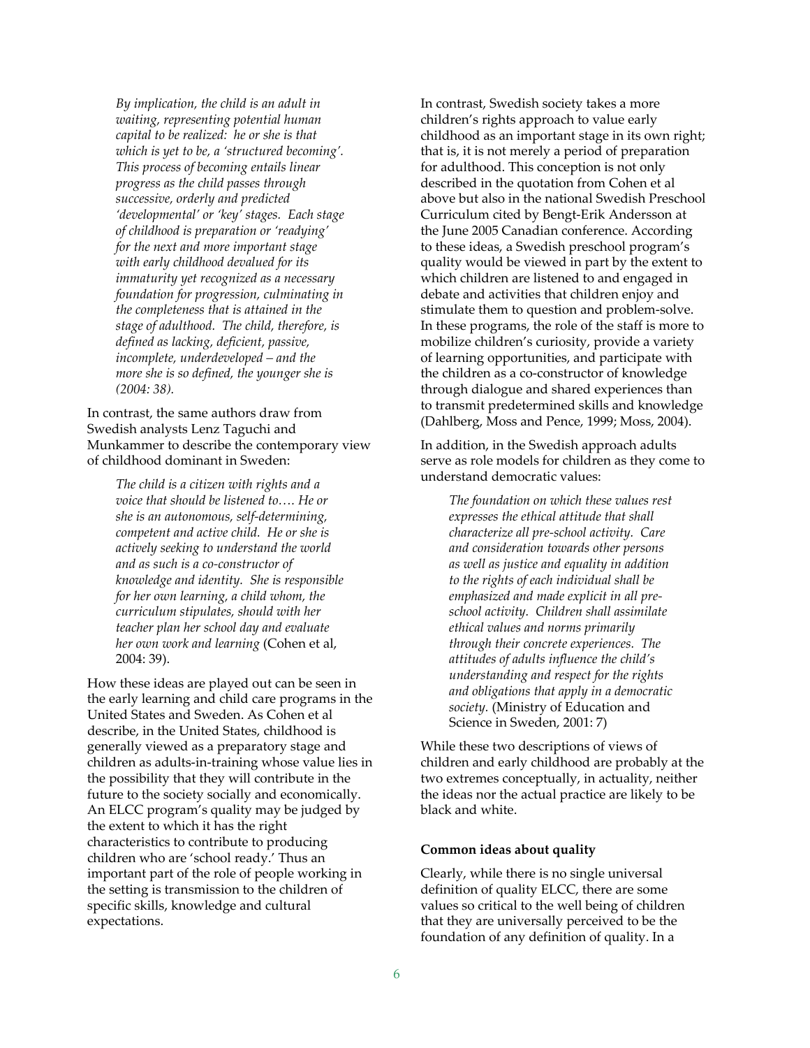> *By implication, the child is an adult in waiting, representing potential human capital to be realized: he or she is that which is yet to be, a 'structured becoming'. This process of becoming entails linear progress as the child passes through successive, orderly and predicted 'developmental' or 'key' stages. Each stage of childhood is preparation or 'readying' for the next and more important stage with early childhood devalued for its immaturity yet recognized as a necessary foundation for progression, culminating in the completeness that is attained in the stage of adulthood. The child, therefore, is defined as lacking, deficient, passive, incomplete, underdeveloped – and the more she is so defined, the younger she is (2004: 38).*

In contrast, the same authors draw from Swedish analysts Lenz Taguchi and Munkammer to describe the contemporary view of childhood dominant in Sweden:

> *The child is a citizen with rights and a voice that should be listened to…. He or she is an autonomous, self-determining, competent and active child. He or she is actively seeking to understand the world and as such is a co-constructor of knowledge and identity. She is responsible for her own learning, a child whom, the curriculum stipulates, should with her teacher plan her school day and evaluate her own work and learning* (Cohen et al, 2004: 39).

How these ideas are played out can be seen in the early learning and child care programs in the United States and Sweden. As Cohen et al describe, in the United States, childhood is generally viewed as a preparatory stage and children as adults-in-training whose value lies in the possibility that they will contribute in the future to the society socially and economically. An ELCC program's quality may be judged by the extent to which it has the right characteristics to contribute to producing children who are 'school ready.' Thus an important part of the role of people working in the setting is transmission to the children of specific skills, knowledge and cultural expectations.

In contrast, Swedish society takes a more children's rights approach to value early childhood as an important stage in its own right; that is, it is not merely a period of preparation for adulthood. This conception is not only described in the quotation from Cohen et al above but also in the national Swedish Preschool Curriculum cited by Bengt-Erik Andersson at the June 2005 Canadian conference. According to these ideas, a Swedish preschool program's quality would be viewed in part by the extent to which children are listened to and engaged in debate and activities that children enjoy and stimulate them to question and problem-solve. In these programs, the role of the staff is more to mobilize children's curiosity, provide a variety of learning opportunities, and participate with the children as a co-constructor of knowledge through dialogue and shared experiences than to transmit predetermined skills and knowledge (Dahlberg, Moss and Pence, 1999; Moss, 2004).

In addition, in the Swedish approach adults serve as role models for children as they come to understand democratic values:

> *The foundation on which these values rest expresses the ethical attitude that shall characterize all pre-school activity. Care and consideration towards other persons as well as justice and equality in addition to the rights of each individual shall be emphasized and made explicit in all pre-school activity. Children shall assimilate ethical values and norms primarily through their concrete experiences. The attitudes of adults influence the child's understanding and respect for the rights and obligations that apply in a democratic society.* (Ministry of Education and Science in Sweden, 2001: 7)

While these two descriptions of views of children and early childhood are probably at the two extremes conceptually, in actuality, neither the ideas nor the actual practice are likely to be black and white.

**Common ideas about quality**

Clearly, while there is no single universal definition of quality ELCC, there are some values so critical to the well being of children that they are universally perceived to be the foundation of any definition of quality. In a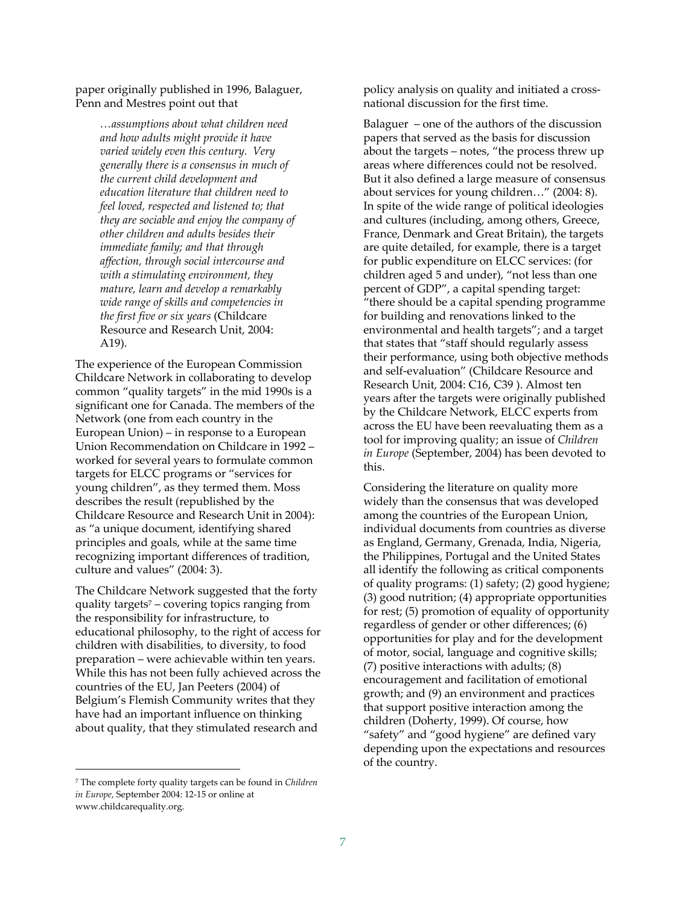paper originally published in 1996, Balaguer, Penn and Mestres point out that

> *…assumptions about what children need and how adults might provide it have varied widely even this century. Very generally there is a consensus in much of the current child development and education literature that children need to feel loved, respected and listened to; that they are sociable and enjoy the company of other children and adults besides their immediate family; and that through affection, through social intercourse and with a stimulating environment, they mature, learn and develop a remarkably wide range of skills and competencies in the first five or six years* (Childcare Resource and Research Unit, 2004: A19).

The experience of the European Commission Childcare Network in collaborating to develop common "quality targets" in the mid 1990s is a significant one for Canada. The members of the Network (one from each country in the European Union) – in response to a European Union Recommendation on Childcare in 1992 – worked for several years to formulate common targets for ELCC programs or "services for young children", as they termed them. Moss describes the result (republished by the Childcare Resource and Research Unit in 2004): as "a unique document, identifying shared principles and goals, while at the same time recognizing important differences of tradition, culture and values" (2004: 3).

The Childcare Network suggested that the forty quality targets[7] – covering topics ranging from the responsibility for infrastructure, to educational philosophy, to the right of access for children with disabilities, to diversity, to food preparation – were achievable within ten years. While this has not been fully achieved across the countries of the EU, Jan Peeters (2004) of Belgium's Flemish Community writes that they have had an important influence on thinking about quality, that they stimulated research and policy analysis on quality and initiated a cross-national discussion for the first time.

Balaguer – one of the authors of the discussion papers that served as the basis for discussion about the targets – notes, "the process threw up areas where differences could not be resolved. But it also defined a large measure of consensus about services for young children…" (2004: 8). In spite of the wide range of political ideologies and cultures (including, among others, Greece, France, Denmark and Great Britain), the targets are quite detailed, for example, there is a target for public expenditure on ELCC services: (for children aged 5 and under), "not less than one percent of GDP", a capital spending target: "there should be a capital spending programme for building and renovations linked to the environmental and health targets"; and a target that states that "staff should regularly assess their performance, using both objective methods and self-evaluation" (Childcare Resource and Research Unit, 2004: C16, C39 ). Almost ten years after the targets were originally published by the Childcare Network, ELCC experts from across the EU have been reevaluating them as a tool for improving quality; an issue of *Children in Europe* (September, 2004) has been devoted to this.

Considering the literature on quality more widely than the consensus that was developed among the countries of the European Union, individual documents from countries as diverse as England, Germany, Grenada, India, Nigeria, the Philippines, Portugal and the United States all identify the following as critical components of quality programs: (1) safety; (2) good hygiene; (3) good nutrition; (4) appropriate opportunities for rest; (5) promotion of equality of opportunity regardless of gender or other differences; (6) opportunities for play and for the development of motor, social, language and cognitive skills; (7) positive interactions with adults; (8) encouragement and facilitation of emotional growth; and (9) an environment and practices that support positive interaction among the children (Doherty, 1999). Of course, how "safety" and "good hygiene" are defined vary depending upon the expectations and resources of the country.

---

[7] The complete forty quality targets can be found in *Children in Europe*, September 2004: 12-15 or online at www.childcarequality.org.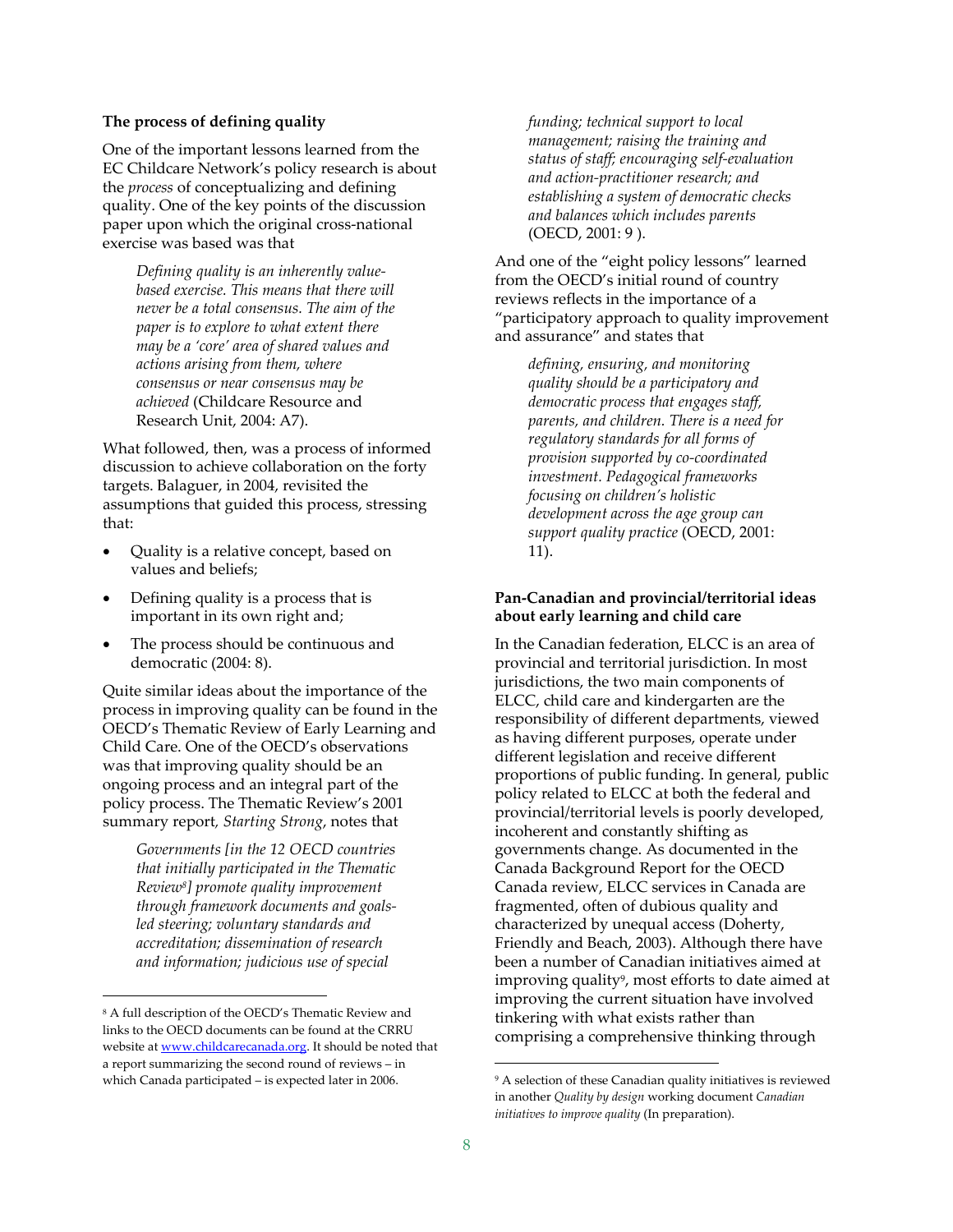**The process of defining quality**

One of the important lessons learned from the EC Childcare Network's policy research is about the *process* of conceptualizing and defining quality. One of the key points of the discussion paper upon which the original cross-national exercise was based was that

> *Defining quality is an inherently value-based exercise. This means that there will never be a total consensus. The aim of the paper is to explore to what extent there may be a 'core' area of shared values and actions arising from them, where consensus or near consensus may be achieved* (Childcare Resource and Research Unit, 2004: A7).

What followed, then, was a process of informed discussion to achieve collaboration on the forty targets. Balaguer, in 2004, revisited the assumptions that guided this process, stressing that:

- Quality is a relative concept, based on values and beliefs;
- Defining quality is a process that is important in its own right and;
- The process should be continuous and democratic (2004: 8).

Quite similar ideas about the importance of the process in improving quality can be found in the OECD's Thematic Review of Early Learning and Child Care. One of the OECD's observations was that improving quality should be an ongoing process and an integral part of the policy process. The Thematic Review's 2001 summary report, *Starting Strong*, notes that

> *Governments [in the 12 OECD countries that initially participated in the Thematic Review[8]] promote quality improvement through framework documents and goals-led steering; voluntary standards and accreditation; dissemination of research and information; judicious use of special funding; technical support to local management; raising the training and status of staff; encouraging self-evaluation and action-practitioner research; and establishing a system of democratic checks and balances which includes parents* (OECD, 2001: 9 ).

And one of the "eight policy lessons" learned from the OECD's initial round of country reviews reflects in the importance of a "participatory approach to quality improvement and assurance" and states that

> *defining, ensuring, and monitoring quality should be a participatory and democratic process that engages staff, parents, and children. There is a need for regulatory standards for all forms of provision supported by co-coordinated investment. Pedagogical frameworks focusing on children's holistic development across the age group can support quality practice* (OECD, 2001: 11).

**Pan-Canadian and provincial/territorial ideas about early learning and child care**

In the Canadian federation, ELCC is an area of provincial and territorial jurisdiction. In most jurisdictions, the two main components of ELCC, child care and kindergarten are the responsibility of different departments, viewed as having different purposes, operate under different legislation and receive different proportions of public funding. In general, public policy related to ELCC at both the federal and provincial/territorial levels is poorly developed, incoherent and constantly shifting as governments change. As documented in the Canada Background Report for the OECD Canada review, ELCC services in Canada are fragmented, often of dubious quality and characterized by unequal access (Doherty, Friendly and Beach, 2003). Although there have been a number of Canadian initiatives aimed at improving quality[9], most efforts to date aimed at improving the current situation have involved tinkering with what exists rather than comprising a comprehensive thinking through

---

[8] A full description of the OECD's Thematic Review and links to the OECD documents can be found at the CRRU website at www.childcarecanada.org. It should be noted that a report summarizing the second round of reviews – in which Canada participated – is expected later in 2006.

[9] A selection of these Canadian quality initiatives is reviewed in another *Quality by design* working document *Canadian initiatives to improve quality* (In preparation).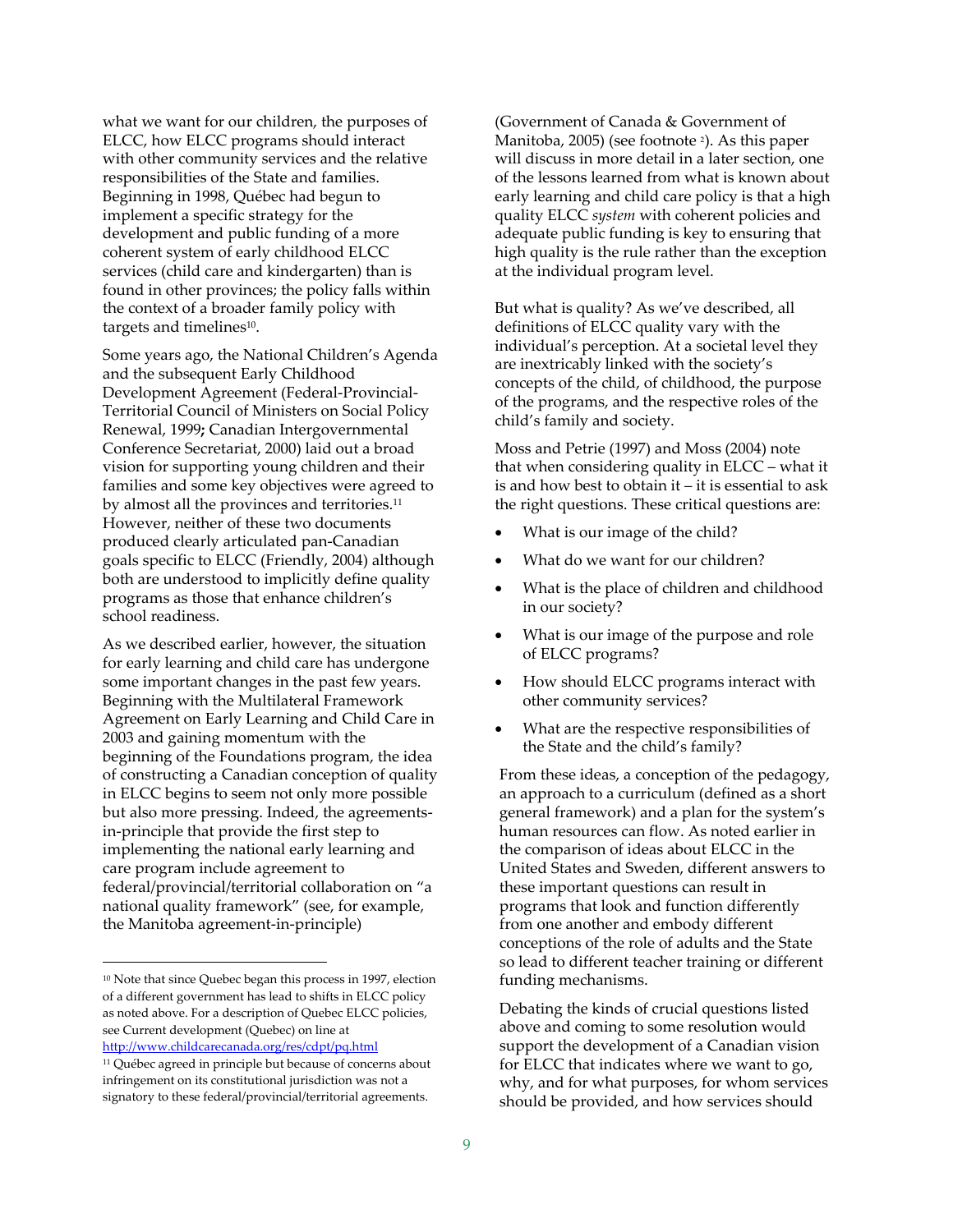what we want for our children, the purposes of ELCC, how ELCC programs should interact with other community services and the relative responsibilities of the State and families. Beginning in 1998, Québec had begun to implement a specific strategy for the development and public funding of a more coherent system of early childhood ELCC services (child care and kindergarten) than is found in other provinces; the policy falls within the context of a broader family policy with targets and timelines[10].

Some years ago, the National Children's Agenda and the subsequent Early Childhood Development Agreement (Federal-Provincial-Territorial Council of Ministers on Social Policy Renewal, 1999**;** Canadian Intergovernmental Conference Secretariat, 2000) laid out a broad vision for supporting young children and their families and some key objectives were agreed to by almost all the provinces and territories.[11] However, neither of these two documents produced clearly articulated pan-Canadian goals specific to ELCC (Friendly, 2004) although both are understood to implicitly define quality programs as those that enhance children's school readiness.

As we described earlier, however, the situation for early learning and child care has undergone some important changes in the past few years. Beginning with the Multilateral Framework Agreement on Early Learning and Child Care in 2003 and gaining momentum with the beginning of the Foundations program, the idea of constructing a Canadian conception of quality in ELCC begins to seem not only more possible but also more pressing. Indeed, the agreements-in-principle that provide the first step to implementing the national early learning and care program include agreement to federal/provincial/territorial collaboration on "a national quality framework" (see, for example, the Manitoba agreement-in-principle) (Government of Canada & Government of Manitoba, 2005) (see footnote [2]). As this paper will discuss in more detail in a later section, one of the lessons learned from what is known about early learning and child care policy is that a high quality ELCC *system* with coherent policies and adequate public funding is key to ensuring that high quality is the rule rather than the exception at the individual program level.

But what is quality? As we've described, all definitions of ELCC quality vary with the individual's perception. At a societal level they are inextricably linked with the society's concepts of the child, of childhood, the purpose of the programs, and the respective roles of the child's family and society.

Moss and Petrie (1997) and Moss (2004) note that when considering quality in ELCC – what it is and how best to obtain it – it is essential to ask the right questions. These critical questions are:

- What is our image of the child?
- What do we want for our children?
- What is the place of children and childhood in our society?
- What is our image of the purpose and role of ELCC programs?
- How should ELCC programs interact with other community services?
- What are the respective responsibilities of the State and the child's family?

From these ideas, a conception of the pedagogy, an approach to a curriculum (defined as a short general framework) and a plan for the system's human resources can flow. As noted earlier in the comparison of ideas about ELCC in the United States and Sweden, different answers to these important questions can result in programs that look and function differently from one another and embody different conceptions of the role of adults and the State so lead to different teacher training or different funding mechanisms.

Debating the kinds of crucial questions listed above and coming to some resolution would support the development of a Canadian vision for ELCC that indicates where we want to go, why, and for what purposes, for whom services should be provided, and how services should

---

[10] Note that since Quebec began this process in 1997, election of a different government has lead to shifts in ELCC policy as noted above. For a description of Quebec ELCC policies, see Current development (Quebec) on line at http://www.childcarecanada.org/res/cdpt/pq.html

[11] Québec agreed in principle but because of concerns about infringement on its constitutional jurisdiction was not a signatory to these federal/provincial/territorial agreements.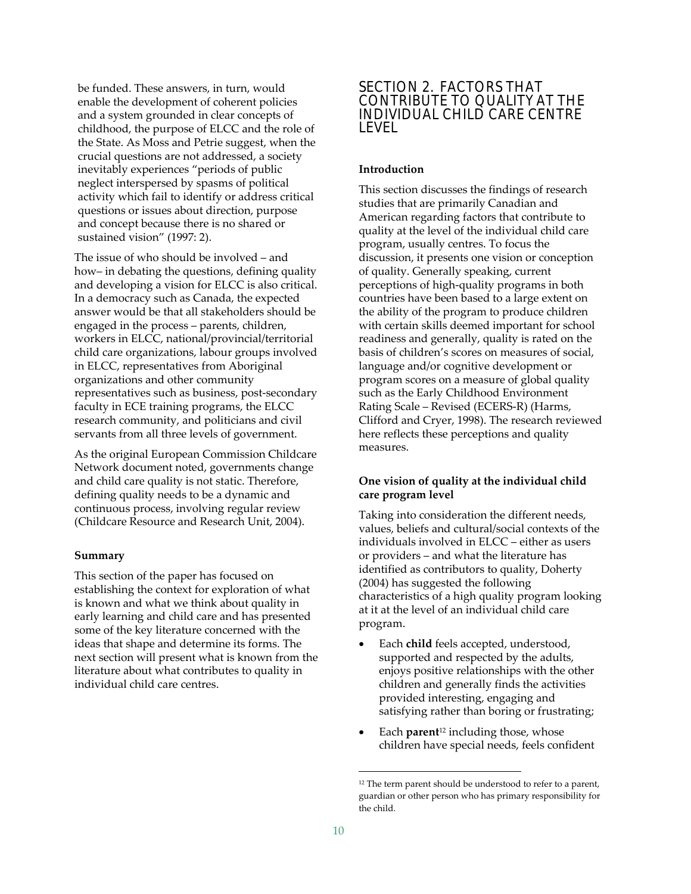be funded. These answers, in turn, would enable the development of coherent policies and a system grounded in clear concepts of childhood, the purpose of ELCC and the role of the State. As Moss and Petrie suggest, when the crucial questions are not addressed, a society inevitably experiences "periods of public neglect interspersed by spasms of political activity which fail to identify or address critical questions or issues about direction, purpose and concept because there is no shared or sustained vision" (1997: 2).

The issue of who should be involved – and how– in debating the questions, defining quality and developing a vision for ELCC is also critical. In a democracy such as Canada, the expected answer would be that all stakeholders should be engaged in the process – parents, children, workers in ELCC, national/provincial/territorial child care organizations, labour groups involved in ELCC, representatives from Aboriginal organizations and other community representatives such as business, post-secondary faculty in ECE training programs, the ELCC research community, and politicians and civil servants from all three levels of government.

As the original European Commission Childcare Network document noted, governments change and child care quality is not static. Therefore, defining quality needs to be a dynamic and continuous process, involving regular review (Childcare Resource and Research Unit, 2004).

**Summary**

This section of the paper has focused on establishing the context for exploration of what is known and what we think about quality in early learning and child care and has presented some of the key literature concerned with the ideas that shape and determine its forms. The next section will present what is known from the literature about what contributes to quality in individual child care centres.

## SECTION 2. FACTORS THAT CONTRIBUTE TO QUALITY AT THE INDIVIDUAL CHILD CARE CENTRE LEVEL

**Introduction**

This section discusses the findings of research studies that are primarily Canadian and American regarding factors that contribute to quality at the level of the individual child care program, usually centres. To focus the discussion, it presents one vision or conception of quality. Generally speaking, current perceptions of high-quality programs in both countries have been based to a large extent on the ability of the program to produce children with certain skills deemed important for school readiness and generally, quality is rated on the basis of children's scores on measures of social, language and/or cognitive development or program scores on a measure of global quality such as the Early Childhood Environment Rating Scale – Revised (ECERS-R) (Harms, Clifford and Cryer, 1998). The research reviewed here reflects these perceptions and quality measures.

**One vision of quality at the individual child care program level**

Taking into consideration the different needs, values, beliefs and cultural/social contexts of the individuals involved in ELCC – either as users or providers – and what the literature has identified as contributors to quality, Doherty (2004) has suggested the following characteristics of a high quality program looking at it at the level of an individual child care program.

- Each **child** feels accepted, understood, supported and respected by the adults, enjoys positive relationships with the other children and generally finds the activities provided interesting, engaging and satisfying rather than boring or frustrating;
- Each **parent**[12] including those, whose children have special needs, feels confident

[12] The term parent should be understood to refer to a parent, guardian or other person who has primary responsibility for the child.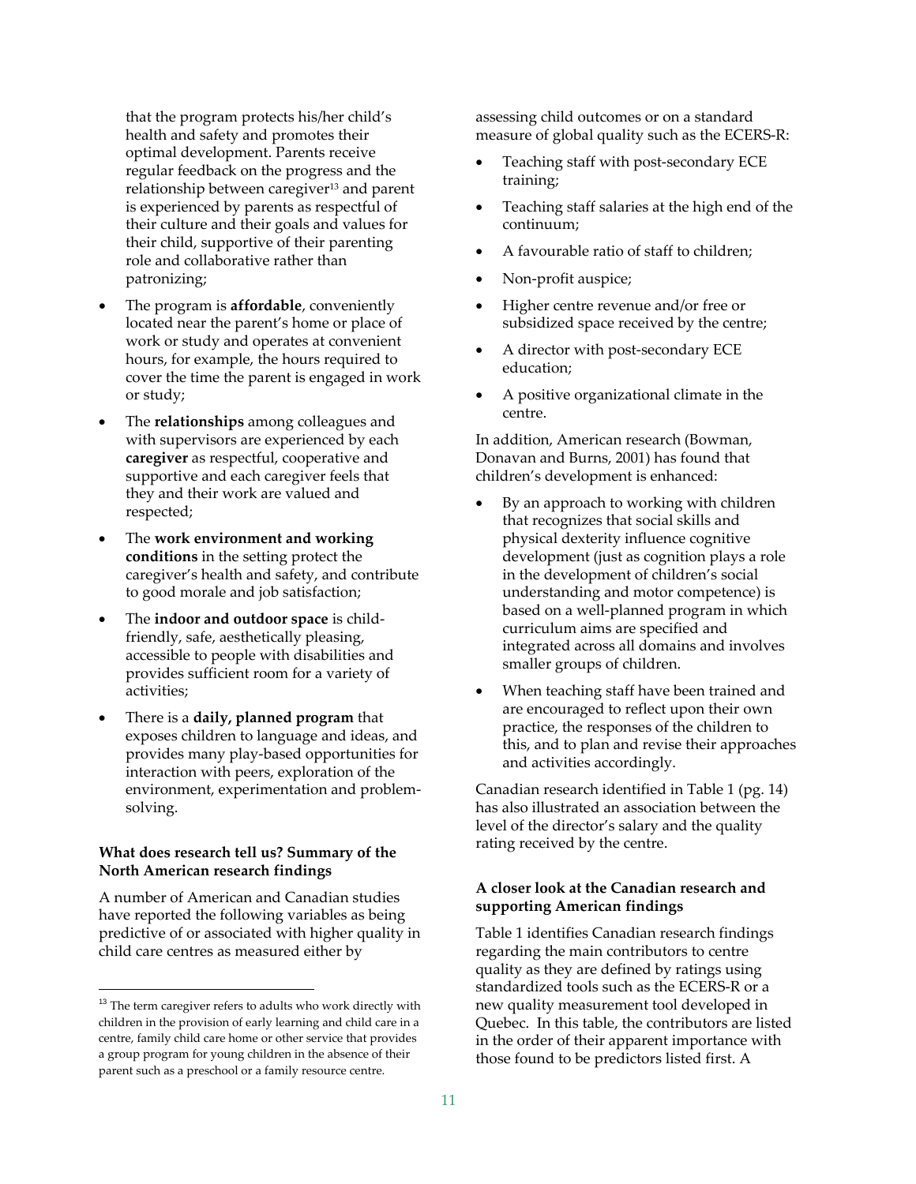that the program protects his/her child's health and safety and promotes their optimal development. Parents receive regular feedback on the progress and the relationship between caregiver[13] and parent is experienced by parents as respectful of their culture and their goals and values for their child, supportive of their parenting role and collaborative rather than patronizing;

- The program is **affordable**, conveniently located near the parent's home or place of work or study and operates at convenient hours, for example, the hours required to cover the time the parent is engaged in work or study;
- The **relationships** among colleagues and with supervisors are experienced by each **caregiver** as respectful, cooperative and supportive and each caregiver feels that they and their work are valued and respected;
- The **work environment and working conditions** in the setting protect the caregiver's health and safety, and contribute to good morale and job satisfaction;
- The **indoor and outdoor space** is child-friendly, safe, aesthetically pleasing, accessible to people with disabilities and provides sufficient room for a variety of activities;
- There is a **daily, planned program** that exposes children to language and ideas, and provides many play-based opportunities for interaction with peers, exploration of the environment, experimentation and problem-solving.

**What does research tell us? Summary of the North American research findings**

A number of American and Canadian studies have reported the following variables as being predictive of or associated with higher quality in child care centres as measured either by assessing child outcomes or on a standard measure of global quality such as the ECERS-R:

- Teaching staff with post-secondary ECE training;
- Teaching staff salaries at the high end of the continuum;
- A favourable ratio of staff to children;
- Non-profit auspice;
- Higher centre revenue and/or free or subsidized space received by the centre;
- A director with post-secondary ECE education;
- A positive organizational climate in the centre.

In addition, American research (Bowman, Donavan and Burns, 2001) has found that children's development is enhanced:

- By an approach to working with children that recognizes that social skills and physical dexterity influence cognitive development (just as cognition plays a role in the development of children's social understanding and motor competence) is based on a well-planned program in which curriculum aims are specified and integrated across all domains and involves smaller groups of children.
- When teaching staff have been trained and are encouraged to reflect upon their own practice, the responses of the children to this, and to plan and revise their approaches and activities accordingly.

Canadian research identified in Table 1 (pg. 14) has also illustrated an association between the level of the director's salary and the quality rating received by the centre.

**A closer look at the Canadian research and supporting American findings**

Table 1 identifies Canadian research findings regarding the main contributors to centre quality as they are defined by ratings using standardized tools such as the ECERS-R or a new quality measurement tool developed in Quebec. In this table, the contributors are listed in the order of their apparent importance with those found to be predictors listed first. A

[13] The term caregiver refers to adults who work directly with children in the provision of early learning and child care in a centre, family child care home or other service that provides a group program for young children in the absence of their parent such as a preschool or a family resource centre.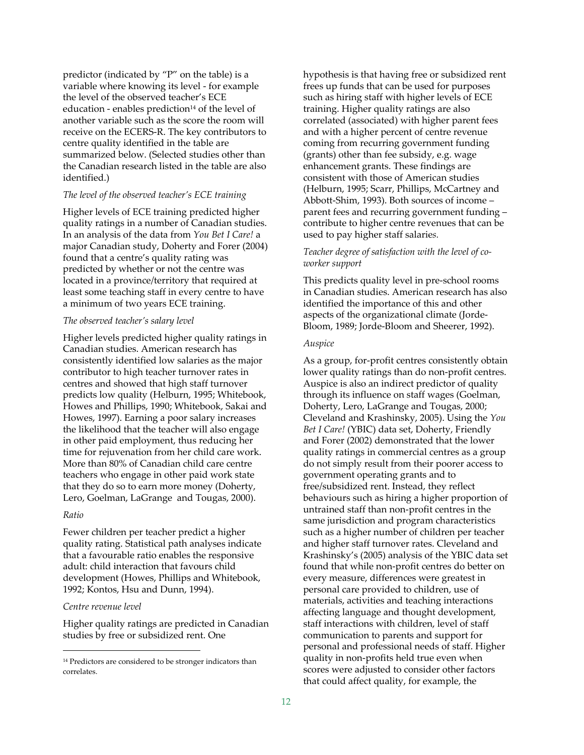predictor (indicated by "P" on the table) is a variable where knowing its level - for example the level of the observed teacher's ECE education - enables prediction[14] of the level of another variable such as the score the room will receive on the ECERS-R. The key contributors to centre quality identified in the table are summarized below. (Selected studies other than the Canadian research listed in the table are also identified.)

*The level of the observed teacher's ECE training*

Higher levels of ECE training predicted higher quality ratings in a number of Canadian studies. In an analysis of the data from *You Bet I Care!* a major Canadian study, Doherty and Forer (2004) found that a centre's quality rating was predicted by whether or not the centre was located in a province/territory that required at least some teaching staff in every centre to have a minimum of two years ECE training.

*The observed teacher's salary level*

Higher levels predicted higher quality ratings in Canadian studies. American research has consistently identified low salaries as the major contributor to high teacher turnover rates in centres and showed that high staff turnover predicts low quality (Helburn, 1995; Whitebook, Howes and Phillips, 1990; Whitebook, Sakai and Howes, 1997). Earning a poor salary increases the likelihood that the teacher will also engage in other paid employment, thus reducing her time for rejuvenation from her child care work. More than 80% of Canadian child care centre teachers who engage in other paid work state that they do so to earn more money (Doherty, Lero, Goelman, LaGrange and Tougas, 2000).

*Ratio*

Fewer children per teacher predict a higher quality rating. Statistical path analyses indicate that a favourable ratio enables the responsive adult: child interaction that favours child development (Howes, Phillips and Whitebook, 1992; Kontos, Hsu and Dunn, 1994).

*Centre revenue level*

Higher quality ratings are predicted in Canadian studies by free or subsidized rent. One hypothesis is that having free or subsidized rent frees up funds that can be used for purposes such as hiring staff with higher levels of ECE training. Higher quality ratings are also correlated (associated) with higher parent fees and with a higher percent of centre revenue coming from recurring government funding (grants) other than fee subsidy, e.g. wage enhancement grants. These findings are consistent with those of American studies (Helburn, 1995; Scarr, Phillips, McCartney and Abbott-Shim, 1993). Both sources of income – parent fees and recurring government funding – contribute to higher centre revenues that can be used to pay higher staff salaries.

*Teacher degree of satisfaction with the level of co-worker support*

This predicts quality level in pre-school rooms in Canadian studies. American research has also identified the importance of this and other aspects of the organizational climate (Jorde-Bloom, 1989; Jorde-Bloom and Sheerer, 1992).

*Auspice*

As a group, for-profit centres consistently obtain lower quality ratings than do non-profit centres. Auspice is also an indirect predictor of quality through its influence on staff wages (Goelman, Doherty, Lero, LaGrange and Tougas, 2000; Cleveland and Krashinsky, 2005). Using the *You Bet I Care!* (YBIC) data set, Doherty, Friendly and Forer (2002) demonstrated that the lower quality ratings in commercial centres as a group do not simply result from their poorer access to government operating grants and to free/subsidized rent. Instead, they reflect behaviours such as hiring a higher proportion of untrained staff than non-profit centres in the same jurisdiction and program characteristics such as a higher number of children per teacher and higher staff turnover rates. Cleveland and Krashinsky's (2005) analysis of the YBIC data set found that while non-profit centres do better on every measure, differences were greatest in personal care provided to children, use of materials, activities and teaching interactions affecting language and thought development, staff interactions with children, level of staff communication to parents and support for personal and professional needs of staff. Higher quality in non-profits held true even when scores were adjusted to consider other factors that could affect quality, for example, the

[14] Predictors are considered to be stronger indicators than correlates.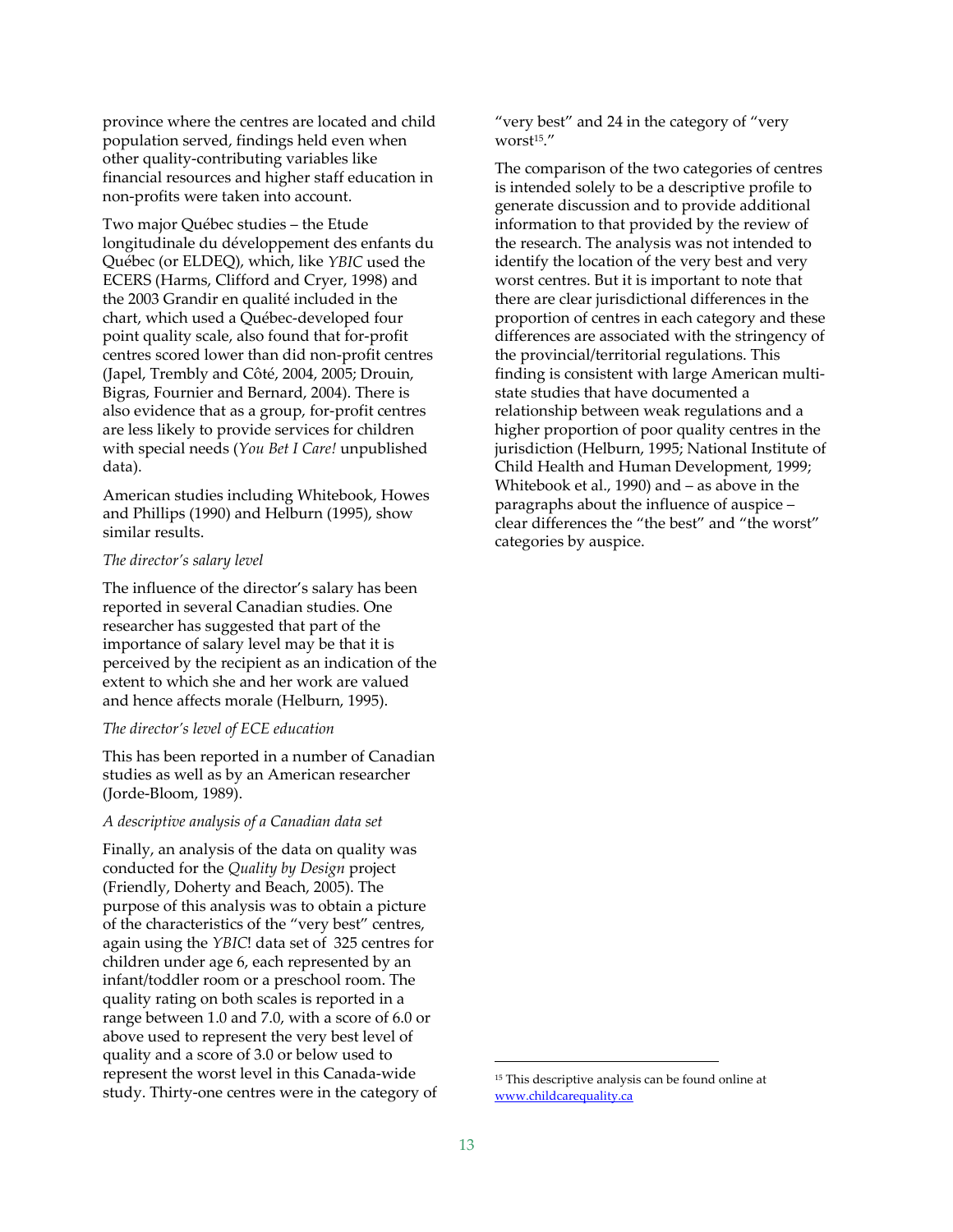province where the centres are located and child population served, findings held even when other quality-contributing variables like financial resources and higher staff education in non-profits were taken into account.

Two major Québec studies – the Etude longitudinale du développement des enfants du Québec (or ELDEQ), which, like *YBIC* used the ECERS (Harms, Clifford and Cryer, 1998) and the 2003 Grandir en qualité included in the chart, which used a Québec-developed four point quality scale, also found that for-profit centres scored lower than did non-profit centres (Japel, Trembly and Côté, 2004, 2005; Drouin, Bigras, Fournier and Bernard, 2004). There is also evidence that as a group, for-profit centres are less likely to provide services for children with special needs (*You Bet I Care!* unpublished data).

American studies including Whitebook, Howes and Phillips (1990) and Helburn (1995), show similar results.

*The director's salary level*

The influence of the director's salary has been reported in several Canadian studies. One researcher has suggested that part of the importance of salary level may be that it is perceived by the recipient as an indication of the extent to which she and her work are valued and hence affects morale (Helburn, 1995).

*The director's level of ECE education*

This has been reported in a number of Canadian studies as well as by an American researcher (Jorde-Bloom, 1989).

*A descriptive analysis of a Canadian data set*

Finally, an analysis of the data on quality was conducted for the *Quality by Design* project (Friendly, Doherty and Beach, 2005). The purpose of this analysis was to obtain a picture of the characteristics of the "very best" centres, again using the *YBIC*! data set of 325 centres for children under age 6, each represented by an infant/toddler room or a preschool room. The quality rating on both scales is reported in a range between 1.0 and 7.0, with a score of 6.0 or above used to represent the very best level of quality and a score of 3.0 or below used to represent the worst level in this Canada-wide study. Thirty-one centres were in the category of "very best" and 24 in the category of "very worst[15]."

The comparison of the two categories of centres is intended solely to be a descriptive profile to generate discussion and to provide additional information to that provided by the review of the research. The analysis was not intended to identify the location of the very best and very worst centres. But it is important to note that there are clear jurisdictional differences in the proportion of centres in each category and these differences are associated with the stringency of the provincial/territorial regulations. This finding is consistent with large American multi-state studies that have documented a relationship between weak regulations and a higher proportion of poor quality centres in the jurisdiction (Helburn, 1995; National Institute of Child Health and Human Development, 1999; Whitebook et al., 1990) and – as above in the paragraphs about the influence of auspice – clear differences the "the best" and "the worst" categories by auspice.

[15] This descriptive analysis can be found online at www.childcarequality.ca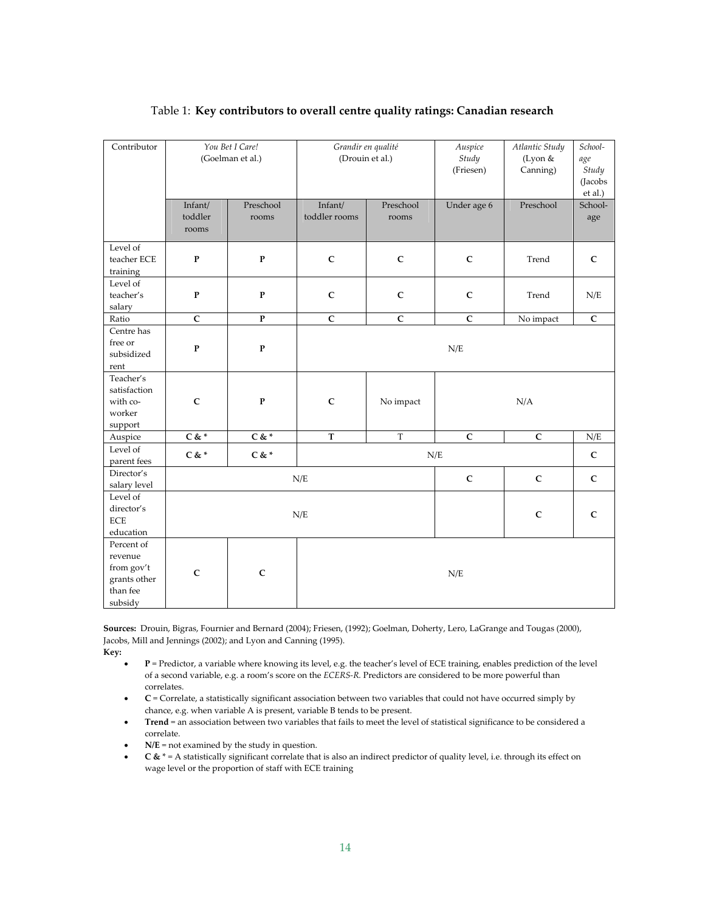Table 1: **Key contributors to overall centre quality ratings: Canadian research**

| Contributor | *You Bet I Care!* (Goelman et al.) | | *Grandir en qualité* (Drouin et al.) | | *Auspice Study* (Friesen) | *Atlantic Study* (Lyon & Canning) | *School-age Study* (Jacobs et al.) |
|---|---|---|---|---|---|---|---|
| | Infant/ toddler rooms | Preschool rooms | Infant/ toddler rooms | Preschool rooms | Under age 6 | Preschool | School-age |
| Level of teacher ECE training | **P** | **P** | **C** | **C** | **C** | Trend | **C** |
| Level of teacher's salary | **P** | **P** | **C** | **C** | **C** | Trend | N/E |
| Ratio | **C** | **P** | **C** | **C** | **C** | No impact | **C** |
| Centre has free or subsidized rent | **P** | **P** | N/E | | | | |
| Teacher's satisfaction with co-worker support | **C** | **P** | **C** | No impact | N/A | | |
| Auspice | **C & *** | **C & *** | **T** | T | **C** | **C** | N/E |
| Level of parent fees | **C & *** | **C & *** | N/E | | | | **C** |
| Director's salary level | N/E | | | | **C** | **C** | **C** |
| Level of director's ECE education | N/E | | | | | **C** | **C** |
| Percent of revenue from gov't grants other than fee subsidy | **C** | **C** | N/E | | | | |

**Sources:** Drouin, Bigras, Fournier and Bernard (2004); Friesen, (1992); Goelman, Doherty, Lero, LaGrange and Tougas (2000), Jacobs, Mill and Jennings (2002); and Lyon and Canning (1995).

**Key:**

- **P** = Predictor, a variable where knowing its level, e.g. the teacher's level of ECE training, enables prediction of the level of a second variable, e.g. a room's score on the *ECERS-R.* Predictors are considered to be more powerful than correlates.
- **C** = Correlate, a statistically significant association between two variables that could not have occurred simply by chance, e.g. when variable A is present, variable B tends to be present.
- **Trend** = an association between two variables that fails to meet the level of statistical significance to be considered a correlate.
- **N/E** = not examined by the study in question.
- **C &** * = A statistically significant correlate that is also an indirect predictor of quality level, i.e. through its effect on wage level or the proportion of staff with ECE training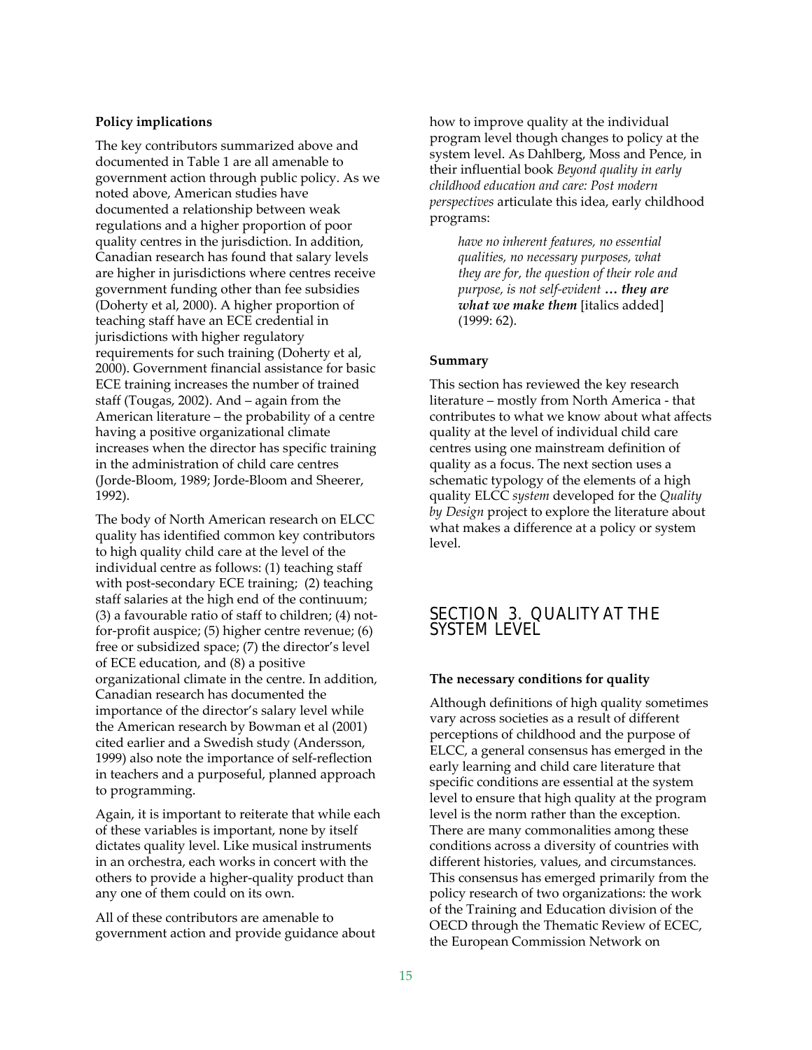### Policy implications

The key contributors summarized above and documented in Table 1 are all amenable to government action through public policy. As we noted above, American studies have documented a relationship between weak regulations and a higher proportion of poor quality centres in the jurisdiction. In addition, Canadian research has found that salary levels are higher in jurisdictions where centres receive government funding other than fee subsidies (Doherty et al, 2000). A higher proportion of teaching staff have an ECE credential in jurisdictions with higher regulatory requirements for such training (Doherty et al, 2000). Government financial assistance for basic ECE training increases the number of trained staff (Tougas, 2002). And – again from the American literature – the probability of a centre having a positive organizational climate increases when the director has specific training in the administration of child care centres (Jorde-Bloom, 1989; Jorde-Bloom and Sheerer, 1992).

The body of North American research on ELCC quality has identified common key contributors to high quality child care at the level of the individual centre as follows: (1) teaching staff with post-secondary ECE training; (2) teaching staff salaries at the high end of the continuum; (3) a favourable ratio of staff to children; (4) not-for-profit auspice; (5) higher centre revenue; (6) free or subsidized space; (7) the director's level of ECE education, and (8) a positive organizational climate in the centre. In addition, Canadian research has documented the importance of the director's salary level while the American research by Bowman et al (2001) cited earlier and a Swedish study (Andersson, 1999) also note the importance of self-reflection in teachers and a purposeful, planned approach to programming.

Again, it is important to reiterate that while each of these variables is important, none by itself dictates quality level. Like musical instruments in an orchestra, each works in concert with the others to provide a higher-quality product than any one of them could on its own.

All of these contributors are amenable to government action and provide guidance about how to improve quality at the individual program level though changes to policy at the system level. As Dahlberg, Moss and Pence, in their influential book *Beyond quality in early childhood education and care: Post modern perspectives* articulate this idea, early childhood programs:

> *have no inherent features, no essential qualities, no necessary purposes, what they are for, the question of their role and purpose, is not self-evident **… they are what we make them*** [italics added] (1999: 62).

### Summary

This section has reviewed the key research literature – mostly from North America - that contributes to what we know about what affects quality at the level of individual child care centres using one mainstream definition of quality as a focus. The next section uses a schematic typology of the elements of a high quality ELCC *system* developed for the *Quality by Design* project to explore the literature about what makes a difference at a policy or system level.

## SECTION 3. QUALITY AT THE SYSTEM LEVEL

### The necessary conditions for quality

Although definitions of high quality sometimes vary across societies as a result of different perceptions of childhood and the purpose of ELCC, a general consensus has emerged in the early learning and child care literature that specific conditions are essential at the system level to ensure that high quality at the program level is the norm rather than the exception. There are many commonalities among these conditions across a diversity of countries with different histories, values, and circumstances. This consensus has emerged primarily from the policy research of two organizations: the work of the Training and Education division of the OECD through the Thematic Review of ECEC, the European Commission Network on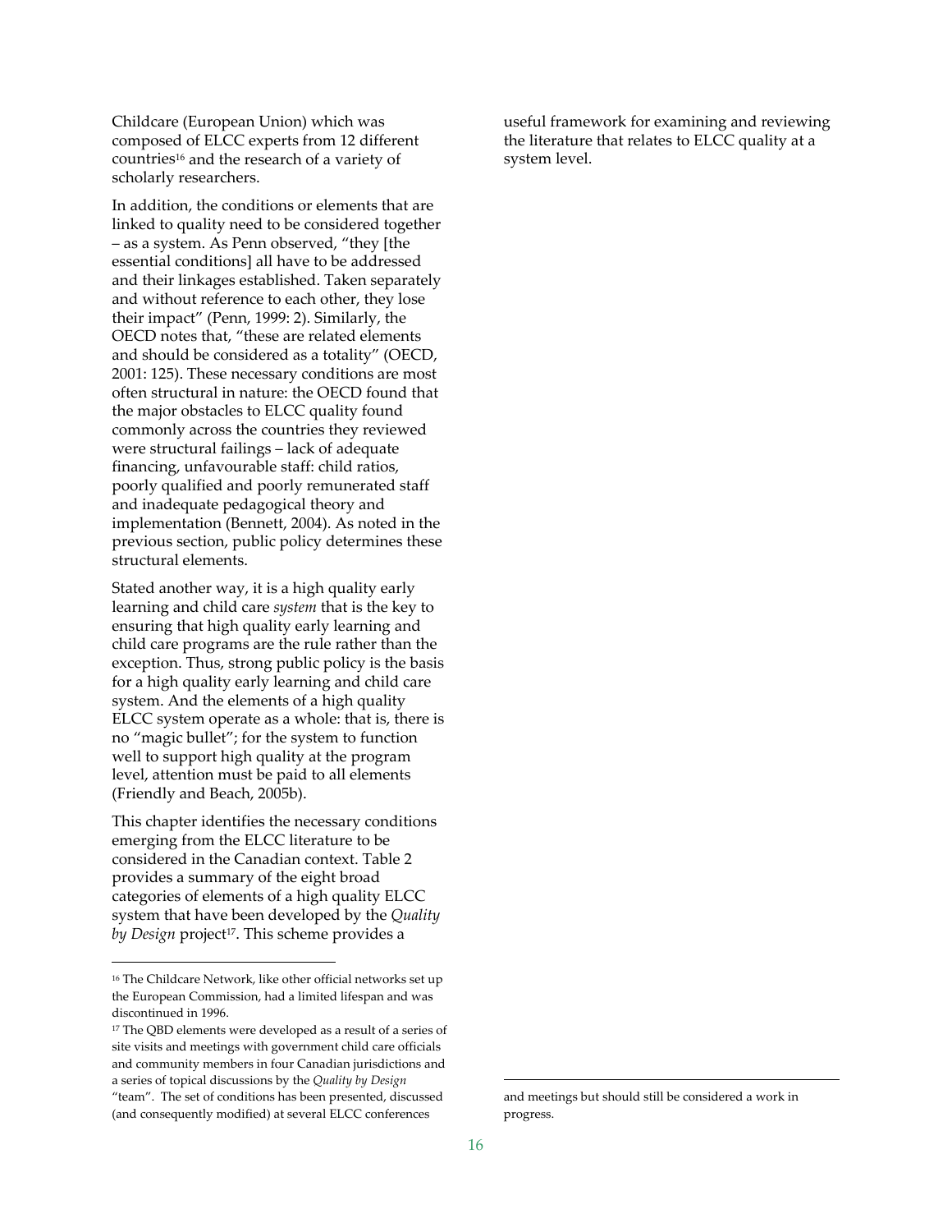Childcare (European Union) which was composed of ELCC experts from 12 different countries[16] and the research of a variety of scholarly researchers.

In addition, the conditions or elements that are linked to quality need to be considered together – as a system. As Penn observed, "they [the essential conditions] all have to be addressed and their linkages established. Taken separately and without reference to each other, they lose their impact" (Penn, 1999: 2). Similarly, the OECD notes that, "these are related elements and should be considered as a totality" (OECD, 2001: 125). These necessary conditions are most often structural in nature: the OECD found that the major obstacles to ELCC quality found commonly across the countries they reviewed were structural failings – lack of adequate financing, unfavourable staff: child ratios, poorly qualified and poorly remunerated staff and inadequate pedagogical theory and implementation (Bennett, 2004). As noted in the previous section, public policy determines these structural elements.

Stated another way, it is a high quality early learning and child care *system* that is the key to ensuring that high quality early learning and child care programs are the rule rather than the exception. Thus, strong public policy is the basis for a high quality early learning and child care system. And the elements of a high quality ELCC system operate as a whole: that is, there is no "magic bullet"; for the system to function well to support high quality at the program level, attention must be paid to all elements (Friendly and Beach, 2005b).

This chapter identifies the necessary conditions emerging from the ELCC literature to be considered in the Canadian context. Table 2 provides a summary of the eight broad categories of elements of a high quality ELCC system that have been developed by the *Quality by Design* project[17]. This scheme provides a useful framework for examining and reviewing the literature that relates to ELCC quality at a system level.

---

[16] The Childcare Network, like other official networks set up the European Commission, had a limited lifespan and was discontinued in 1996.

[17] The QBD elements were developed as a result of a series of site visits and meetings with government child care officials and community members in four Canadian jurisdictions and a series of topical discussions by the *Quality by Design* "team". The set of conditions has been presented, discussed (and consequently modified) at several ELCC conferences and meetings but should still be considered a work in progress.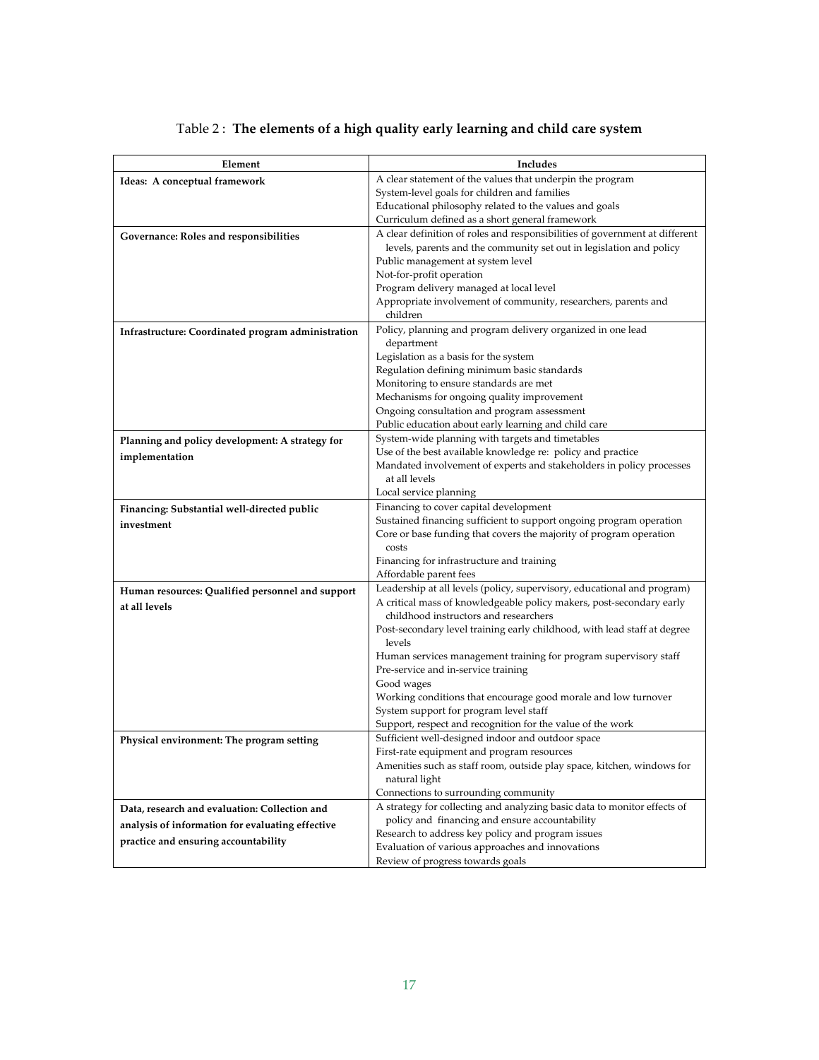Table 2 : **The elements of a high quality early learning and child care system**

| Element | Includes |
|---|---|
| **Ideas: A conceptual framework** | A clear statement of the values that underpin the program<br>System-level goals for children and families<br>Educational philosophy related to the values and goals<br>Curriculum defined as a short general framework |
| **Governance: Roles and responsibilities** | A clear definition of roles and responsibilities of government at different levels, parents and the community set out in legislation and policy<br>Public management at system level<br>Not-for-profit operation<br>Program delivery managed at local level<br>Appropriate involvement of community, researchers, parents and children |
| **Infrastructure: Coordinated program administration** | Policy, planning and program delivery organized in one lead department<br>Legislation as a basis for the system<br>Regulation defining minimum basic standards<br>Monitoring to ensure standards are met<br>Mechanisms for ongoing quality improvement<br>Ongoing consultation and program assessment<br>Public education about early learning and child care |
| **Planning and policy development: A strategy for implementation** | System-wide planning with targets and timetables<br>Use of the best available knowledge re: policy and practice<br>Mandated involvement of experts and stakeholders in policy processes at all levels<br>Local service planning |
| **Financing: Substantial well-directed public investment** | Financing to cover capital development<br>Sustained financing sufficient to support ongoing program operation<br>Core or base funding that covers the majority of program operation costs<br>Financing for infrastructure and training<br>Affordable parent fees |
| **Human resources: Qualified personnel and support at all levels** | Leadership at all levels (policy, supervisory, educational and program)<br>A critical mass of knowledgeable policy makers, post-secondary early childhood instructors and researchers<br>Post-secondary level training early childhood, with lead staff at degree levels<br>Human services management training for program supervisory staff<br>Pre-service and in-service training<br>Good wages<br>Working conditions that encourage good morale and low turnover<br>System support for program level staff<br>Support, respect and recognition for the value of the work |
| **Physical environment: The program setting** | Sufficient well-designed indoor and outdoor space<br>First-rate equipment and program resources<br>Amenities such as staff room, outside play space, kitchen, windows for natural light<br>Connections to surrounding community |
| **Data, research and evaluation: Collection and analysis of information for evaluating effective practice and ensuring accountability** | A strategy for collecting and analyzing basic data to monitor effects of policy and financing and ensure accountability<br>Research to address key policy and program issues<br>Evaluation of various approaches and innovations<br>Review of progress towards goals |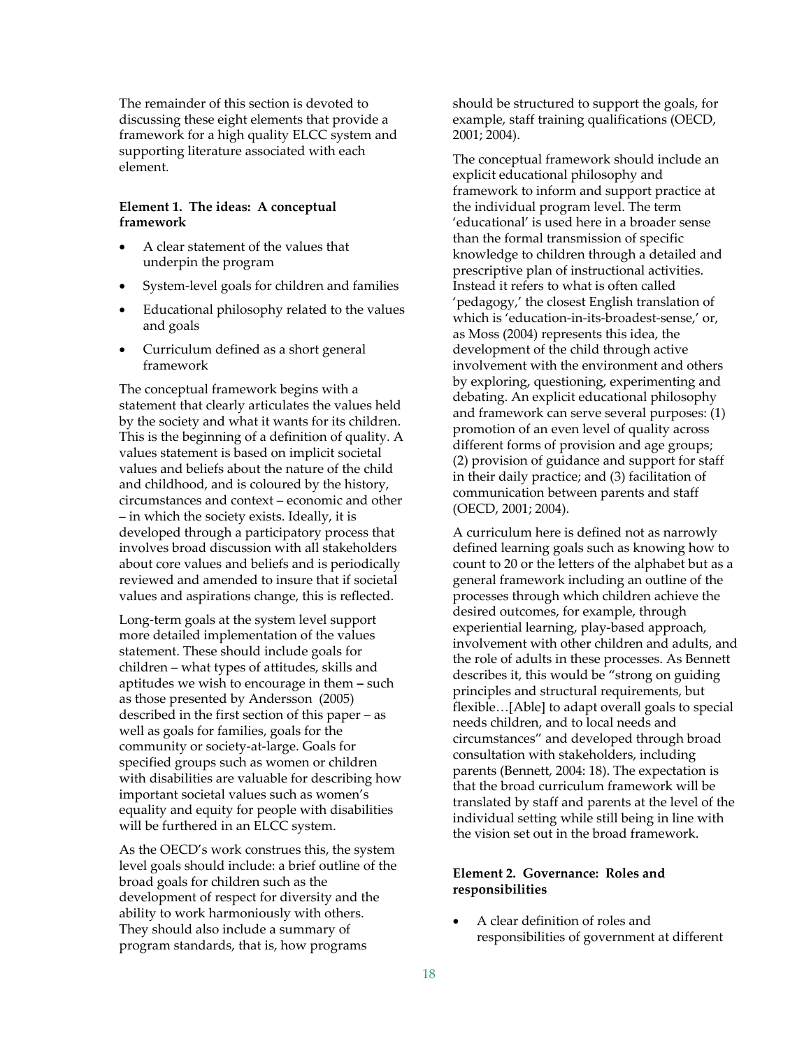The remainder of this section is devoted to discussing these eight elements that provide a framework for a high quality ELCC system and supporting literature associated with each element.

**Element 1. The ideas: A conceptual framework**

- A clear statement of the values that underpin the program
- System-level goals for children and families
- Educational philosophy related to the values and goals
- Curriculum defined as a short general framework

The conceptual framework begins with a statement that clearly articulates the values held by the society and what it wants for its children. This is the beginning of a definition of quality. A values statement is based on implicit societal values and beliefs about the nature of the child and childhood, and is coloured by the history, circumstances and context – economic and other – in which the society exists. Ideally, it is developed through a participatory process that involves broad discussion with all stakeholders about core values and beliefs and is periodically reviewed and amended to insure that if societal values and aspirations change, this is reflected.

Long-term goals at the system level support more detailed implementation of the values statement. These should include goals for children – what types of attitudes, skills and aptitudes we wish to encourage in them **–** such as those presented by Andersson (2005) described in the first section of this paper – as well as goals for families, goals for the community or society-at-large. Goals for specified groups such as women or children with disabilities are valuable for describing how important societal values such as women's equality and equity for people with disabilities will be furthered in an ELCC system.

As the OECD's work construes this, the system level goals should include: a brief outline of the broad goals for children such as the development of respect for diversity and the ability to work harmoniously with others. They should also include a summary of program standards, that is, how programs should be structured to support the goals, for example, staff training qualifications (OECD, 2001; 2004).

The conceptual framework should include an explicit educational philosophy and framework to inform and support practice at the individual program level. The term 'educational' is used here in a broader sense than the formal transmission of specific knowledge to children through a detailed and prescriptive plan of instructional activities. Instead it refers to what is often called 'pedagogy,' the closest English translation of which is 'education-in-its-broadest-sense,' or, as Moss (2004) represents this idea, the development of the child through active involvement with the environment and others by exploring, questioning, experimenting and debating. An explicit educational philosophy and framework can serve several purposes: (1) promotion of an even level of quality across different forms of provision and age groups; (2) provision of guidance and support for staff in their daily practice; and (3) facilitation of communication between parents and staff (OECD, 2001; 2004).

A curriculum here is defined not as narrowly defined learning goals such as knowing how to count to 20 or the letters of the alphabet but as a general framework including an outline of the processes through which children achieve the desired outcomes, for example, through experiential learning, play-based approach, involvement with other children and adults, and the role of adults in these processes. As Bennett describes it, this would be "strong on guiding principles and structural requirements, but flexible…[Able] to adapt overall goals to special needs children, and to local needs and circumstances" and developed through broad consultation with stakeholders, including parents (Bennett, 2004: 18). The expectation is that the broad curriculum framework will be translated by staff and parents at the level of the individual setting while still being in line with the vision set out in the broad framework.

**Element 2. Governance: Roles and responsibilities**

- A clear definition of roles and responsibilities of government at different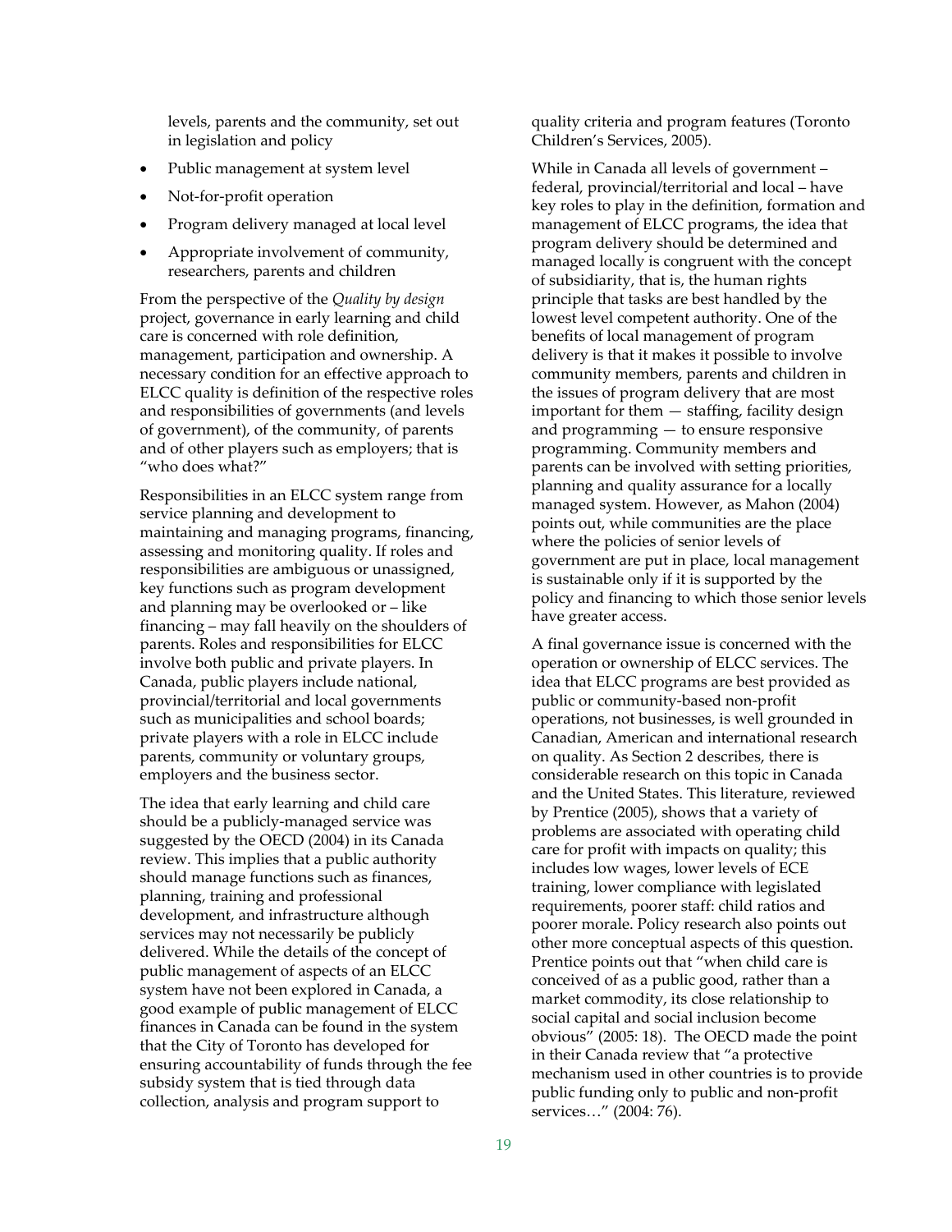levels, parents and the community, set out in legislation and policy

- Public management at system level
- Not-for-profit operation
- Program delivery managed at local level
- Appropriate involvement of community, researchers, parents and children

From the perspective of the *Quality by design* project, governance in early learning and child care is concerned with role definition, management, participation and ownership. A necessary condition for an effective approach to ELCC quality is definition of the respective roles and responsibilities of governments (and levels of government), of the community, of parents and of other players such as employers; that is "who does what?"

Responsibilities in an ELCC system range from service planning and development to maintaining and managing programs, financing, assessing and monitoring quality. If roles and responsibilities are ambiguous or unassigned, key functions such as program development and planning may be overlooked or – like financing – may fall heavily on the shoulders of parents. Roles and responsibilities for ELCC involve both public and private players. In Canada, public players include national, provincial/territorial and local governments such as municipalities and school boards; private players with a role in ELCC include parents, community or voluntary groups, employers and the business sector.

The idea that early learning and child care should be a publicly-managed service was suggested by the OECD (2004) in its Canada review. This implies that a public authority should manage functions such as finances, planning, training and professional development, and infrastructure although services may not necessarily be publicly delivered. While the details of the concept of public management of aspects of an ELCC system have not been explored in Canada, a good example of public management of ELCC finances in Canada can be found in the system that the City of Toronto has developed for ensuring accountability of funds through the fee subsidy system that is tied through data collection, analysis and program support to quality criteria and program features (Toronto Children's Services, 2005).

While in Canada all levels of government – federal, provincial/territorial and local – have key roles to play in the definition, formation and management of ELCC programs, the idea that program delivery should be determined and managed locally is congruent with the concept of subsidiarity, that is, the human rights principle that tasks are best handled by the lowest level competent authority. One of the benefits of local management of program delivery is that it makes it possible to involve community members, parents and children in the issues of program delivery that are most important for them — staffing, facility design and programming — to ensure responsive programming. Community members and parents can be involved with setting priorities, planning and quality assurance for a locally managed system. However, as Mahon (2004) points out, while communities are the place where the policies of senior levels of government are put in place, local management is sustainable only if it is supported by the policy and financing to which those senior levels have greater access.

A final governance issue is concerned with the operation or ownership of ELCC services. The idea that ELCC programs are best provided as public or community-based non-profit operations, not businesses, is well grounded in Canadian, American and international research on quality. As Section 2 describes, there is considerable research on this topic in Canada and the United States. This literature, reviewed by Prentice (2005), shows that a variety of problems are associated with operating child care for profit with impacts on quality; this includes low wages, lower levels of ECE training, lower compliance with legislated requirements, poorer staff: child ratios and poorer morale. Policy research also points out other more conceptual aspects of this question. Prentice points out that "when child care is conceived of as a public good, rather than a market commodity, its close relationship to social capital and social inclusion become obvious" (2005: 18). The OECD made the point in their Canada review that "a protective mechanism used in other countries is to provide public funding only to public and non-profit services…" (2004: 76).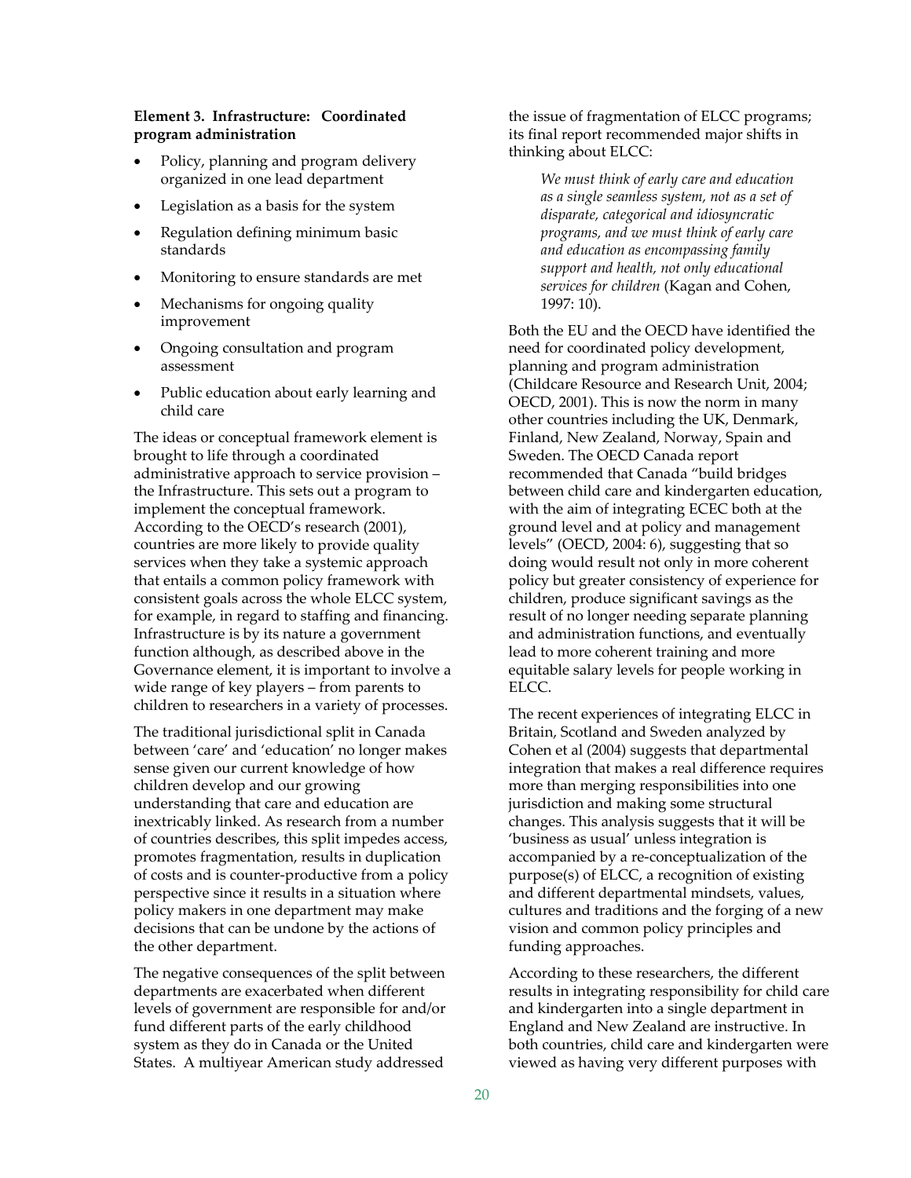**Element 3. Infrastructure: Coordinated program administration**

- Policy, planning and program delivery organized in one lead department
- Legislation as a basis for the system
- Regulation defining minimum basic standards
- Monitoring to ensure standards are met
- Mechanisms for ongoing quality improvement
- Ongoing consultation and program assessment
- Public education about early learning and child care

The ideas or conceptual framework element is brought to life through a coordinated administrative approach to service provision – the Infrastructure. This sets out a program to implement the conceptual framework. According to the OECD's research (2001), countries are more likely to provide quality services when they take a systemic approach that entails a common policy framework with consistent goals across the whole ELCC system, for example, in regard to staffing and financing. Infrastructure is by its nature a government function although, as described above in the Governance element, it is important to involve a wide range of key players – from parents to children to researchers in a variety of processes.

The traditional jurisdictional split in Canada between 'care' and 'education' no longer makes sense given our current knowledge of how children develop and our growing understanding that care and education are inextricably linked. As research from a number of countries describes, this split impedes access, promotes fragmentation, results in duplication of costs and is counter-productive from a policy perspective since it results in a situation where policy makers in one department may make decisions that can be undone by the actions of the other department.

The negative consequences of the split between departments are exacerbated when different levels of government are responsible for and/or fund different parts of the early childhood system as they do in Canada or the United States. A multiyear American study addressed the issue of fragmentation of ELCC programs; its final report recommended major shifts in thinking about ELCC:

> *We must think of early care and education as a single seamless system, not as a set of disparate, categorical and idiosyncratic programs, and we must think of early care and education as encompassing family support and health, not only educational services for children* (Kagan and Cohen, 1997: 10).

Both the EU and the OECD have identified the need for coordinated policy development, planning and program administration (Childcare Resource and Research Unit, 2004; OECD, 2001). This is now the norm in many other countries including the UK, Denmark, Finland, New Zealand, Norway, Spain and Sweden. The OECD Canada report recommended that Canada "build bridges between child care and kindergarten education, with the aim of integrating ECEC both at the ground level and at policy and management levels" (OECD, 2004: 6), suggesting that so doing would result not only in more coherent policy but greater consistency of experience for children, produce significant savings as the result of no longer needing separate planning and administration functions, and eventually lead to more coherent training and more equitable salary levels for people working in ELCC.

The recent experiences of integrating ELCC in Britain, Scotland and Sweden analyzed by Cohen et al (2004) suggests that departmental integration that makes a real difference requires more than merging responsibilities into one jurisdiction and making some structural changes. This analysis suggests that it will be 'business as usual' unless integration is accompanied by a re-conceptualization of the purpose(s) of ELCC, a recognition of existing and different departmental mindsets, values, cultures and traditions and the forging of a new vision and common policy principles and funding approaches.

According to these researchers, the different results in integrating responsibility for child care and kindergarten into a single department in England and New Zealand are instructive. In both countries, child care and kindergarten were viewed as having very different purposes with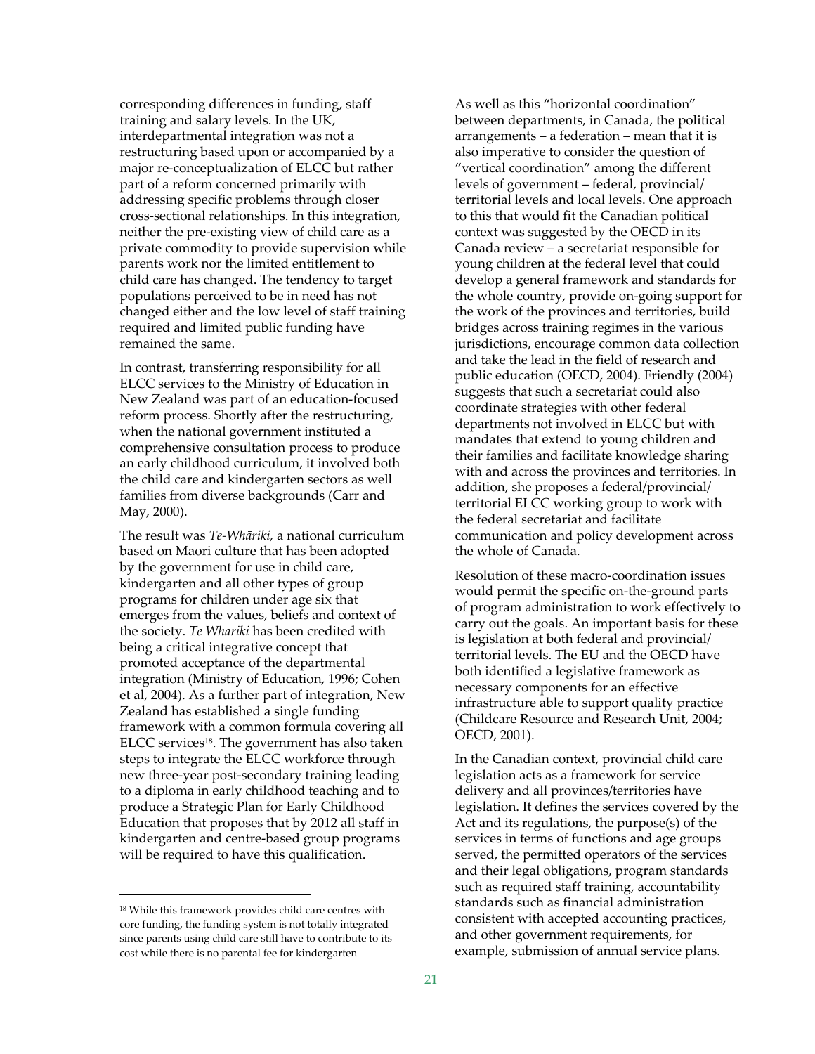corresponding differences in funding, staff training and salary levels. In the UK, interdepartmental integration was not a restructuring based upon or accompanied by a major re-conceptualization of ELCC but rather part of a reform concerned primarily with addressing specific problems through closer cross-sectional relationships. In this integration, neither the pre-existing view of child care as a private commodity to provide supervision while parents work nor the limited entitlement to child care has changed. The tendency to target populations perceived to be in need has not changed either and the low level of staff training required and limited public funding have remained the same.

In contrast, transferring responsibility for all ELCC services to the Ministry of Education in New Zealand was part of an education-focused reform process. Shortly after the restructuring, when the national government instituted a comprehensive consultation process to produce an early childhood curriculum, it involved both the child care and kindergarten sectors as well families from diverse backgrounds (Carr and May, 2000).

The result was *Te-Whāriki,* a national curriculum based on Maori culture that has been adopted by the government for use in child care, kindergarten and all other types of group programs for children under age six that emerges from the values, beliefs and context of the society. *Te Whāriki* has been credited with being a critical integrative concept that promoted acceptance of the departmental integration (Ministry of Education, 1996; Cohen et al, 2004). As a further part of integration, New Zealand has established a single funding framework with a common formula covering all ELCC services[18]. The government has also taken steps to integrate the ELCC workforce through new three-year post-secondary training leading to a diploma in early childhood teaching and to produce a Strategic Plan for Early Childhood Education that proposes that by 2012 all staff in kindergarten and centre-based group programs will be required to have this qualification.

As well as this "horizontal coordination" between departments, in Canada, the political arrangements – a federation – mean that it is also imperative to consider the question of "vertical coordination" among the different levels of government – federal, provincial/ territorial levels and local levels. One approach to this that would fit the Canadian political context was suggested by the OECD in its Canada review – a secretariat responsible for young children at the federal level that could develop a general framework and standards for the whole country, provide on-going support for the work of the provinces and territories, build bridges across training regimes in the various jurisdictions, encourage common data collection and take the lead in the field of research and public education (OECD, 2004). Friendly (2004) suggests that such a secretariat could also coordinate strategies with other federal departments not involved in ELCC but with mandates that extend to young children and their families and facilitate knowledge sharing with and across the provinces and territories. In addition, she proposes a federal/provincial/ territorial ELCC working group to work with the federal secretariat and facilitate communication and policy development across the whole of Canada.

Resolution of these macro-coordination issues would permit the specific on-the-ground parts of program administration to work effectively to carry out the goals. An important basis for these is legislation at both federal and provincial/ territorial levels. The EU and the OECD have both identified a legislative framework as necessary components for an effective infrastructure able to support quality practice (Childcare Resource and Research Unit, 2004; OECD, 2001).

In the Canadian context, provincial child care legislation acts as a framework for service delivery and all provinces/territories have legislation. It defines the services covered by the Act and its regulations, the purpose(s) of the services in terms of functions and age groups served, the permitted operators of the services and their legal obligations, program standards such as required staff training, accountability standards such as financial administration consistent with accepted accounting practices, and other government requirements, for example, submission of annual service plans.

[18] While this framework provides child care centres with core funding, the funding system is not totally integrated since parents using child care still have to contribute to its cost while there is no parental fee for kindergarten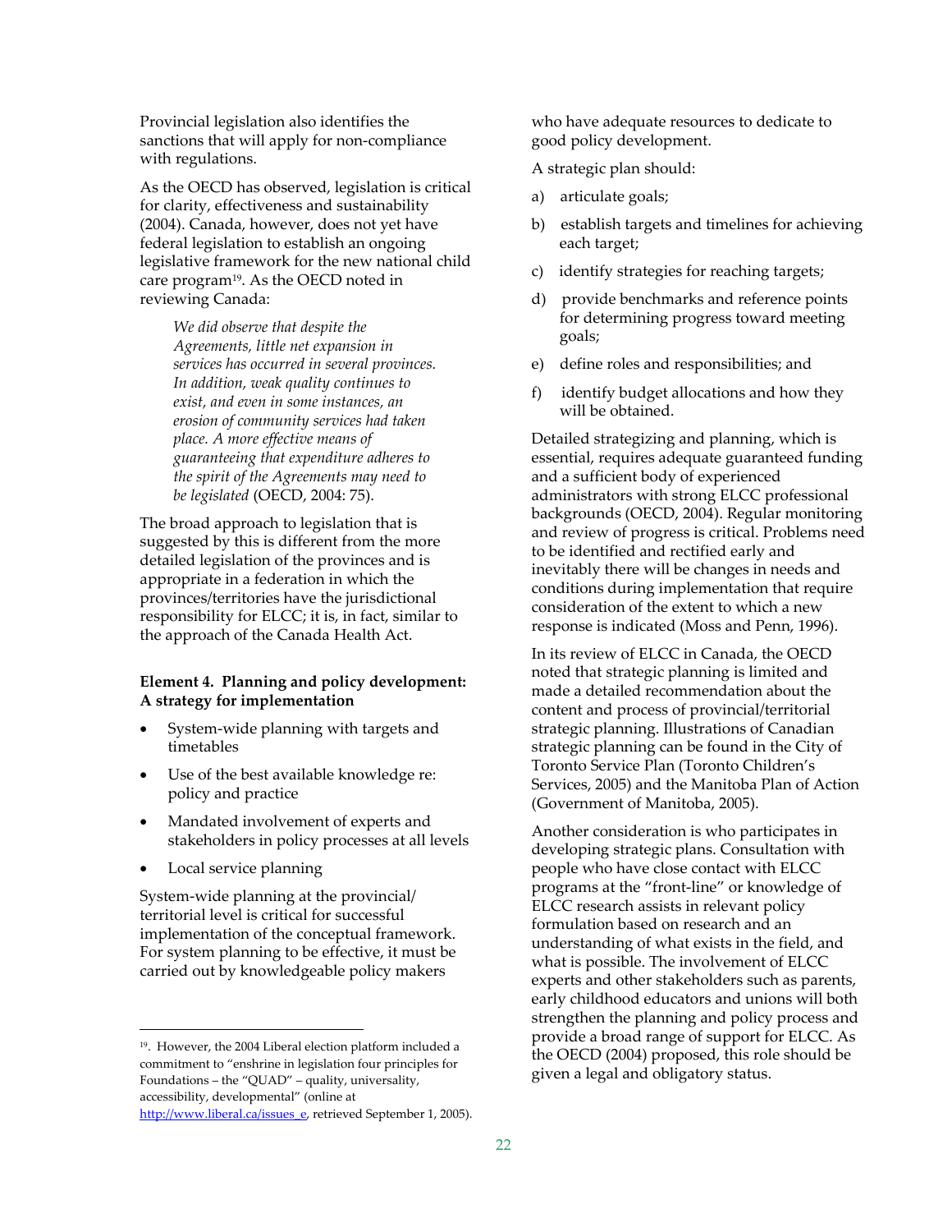Provincial legislation also identifies the sanctions that will apply for non-compliance with regulations.

As the OECD has observed, legislation is critical for clarity, effectiveness and sustainability (2004). Canada, however, does not yet have federal legislation to establish an ongoing legislative framework for the new national child care program[19]. As the OECD noted in reviewing Canada:

> *We did observe that despite the Agreements, little net expansion in services has occurred in several provinces. In addition, weak quality continues to exist, and even in some instances, an erosion of community services had taken place. A more effective means of guaranteeing that expenditure adheres to the spirit of the Agreements may need to be legislated* (OECD, 2004: 75).

The broad approach to legislation that is suggested by this is different from the more detailed legislation of the provinces and is appropriate in a federation in which the provinces/territories have the jurisdictional responsibility for ELCC; it is, in fact, similar to the approach of the Canada Health Act.

**Element 4. Planning and policy development: A strategy for implementation**

- System-wide planning with targets and timetables
- Use of the best available knowledge re: policy and practice
- Mandated involvement of experts and stakeholders in policy processes at all levels
- Local service planning

System-wide planning at the provincial/ territorial level is critical for successful implementation of the conceptual framework. For system planning to be effective, it must be carried out by knowledgeable policy makers who have adequate resources to dedicate to good policy development.

A strategic plan should:

a) articulate goals;
b) establish targets and timelines for achieving each target;
c) identify strategies for reaching targets;
d) provide benchmarks and reference points for determining progress toward meeting goals;
e) define roles and responsibilities; and
f) identify budget allocations and how they will be obtained.

Detailed strategizing and planning, which is essential, requires adequate guaranteed funding and a sufficient body of experienced administrators with strong ELCC professional backgrounds (OECD, 2004). Regular monitoring and review of progress is critical. Problems need to be identified and rectified early and inevitably there will be changes in needs and conditions during implementation that require consideration of the extent to which a new response is indicated (Moss and Penn, 1996).

In its review of ELCC in Canada, the OECD noted that strategic planning is limited and made a detailed recommendation about the content and process of provincial/territorial strategic planning. Illustrations of Canadian strategic planning can be found in the City of Toronto Service Plan (Toronto Children's Services, 2005) and the Manitoba Plan of Action (Government of Manitoba, 2005).

Another consideration is who participates in developing strategic plans. Consultation with people who have close contact with ELCC programs at the "front-line" or knowledge of ELCC research assists in relevant policy formulation based on research and an understanding of what exists in the field, and what is possible. The involvement of ELCC experts and other stakeholders such as parents, early childhood educators and unions will both strengthen the planning and policy process and provide a broad range of support for ELCC. As the OECD (2004) proposed, this role should be given a legal and obligatory status.

---

[19]. However, the 2004 Liberal election platform included a commitment to "enshrine in legislation four principles for Foundations – the "QUAD" – quality, universality, accessibility, developmental" (online at http://www.liberal.ca/issues_e, retrieved September 1, 2005).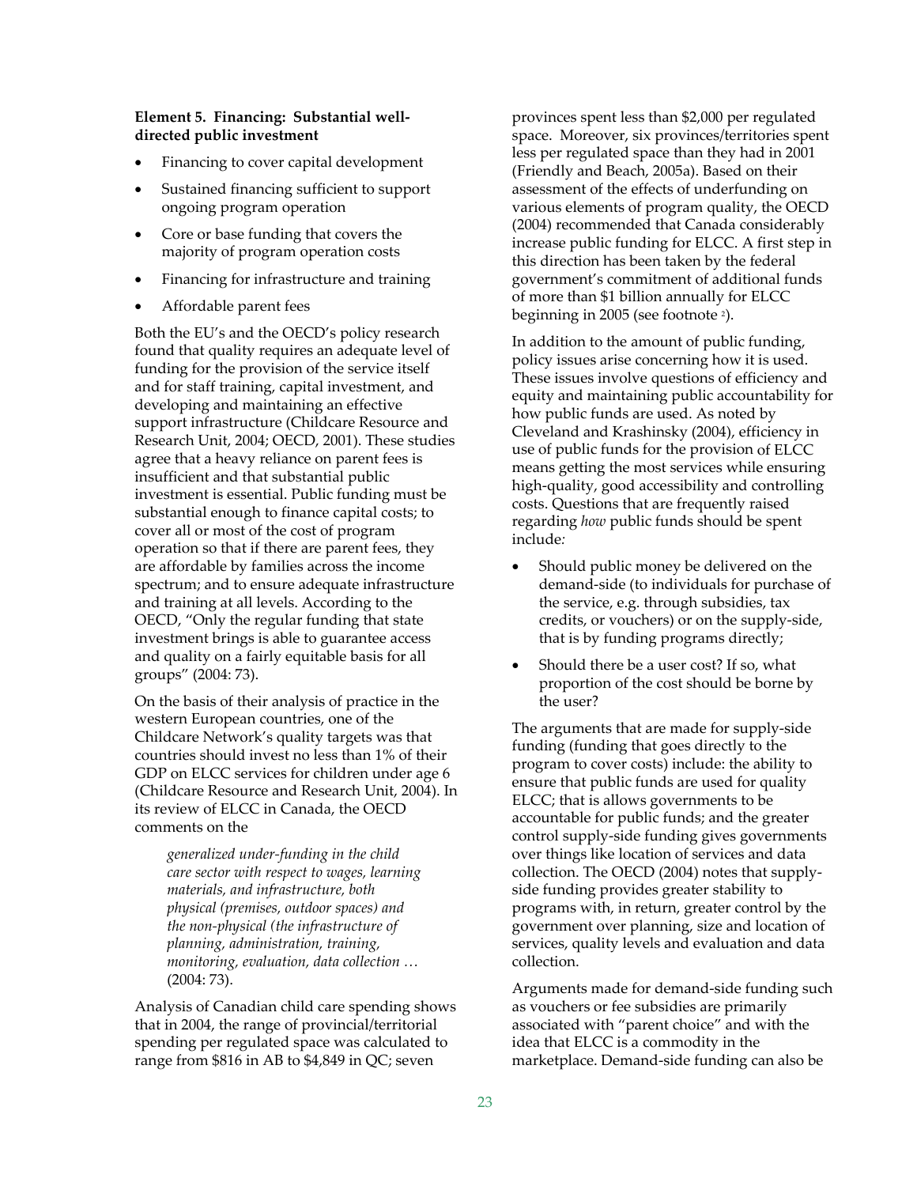**Element 5. Financing: Substantial well-directed public investment**

- Financing to cover capital development
- Sustained financing sufficient to support ongoing program operation
- Core or base funding that covers the majority of program operation costs
- Financing for infrastructure and training
- Affordable parent fees

Both the EU's and the OECD's policy research found that quality requires an adequate level of funding for the provision of the service itself and for staff training, capital investment, and developing and maintaining an effective support infrastructure (Childcare Resource and Research Unit, 2004; OECD, 2001). These studies agree that a heavy reliance on parent fees is insufficient and that substantial public investment is essential. Public funding must be substantial enough to finance capital costs; to cover all or most of the cost of program operation so that if there are parent fees, they are affordable by families across the income spectrum; and to ensure adequate infrastructure and training at all levels. According to the OECD, "Only the regular funding that state investment brings is able to guarantee access and quality on a fairly equitable basis for all groups" (2004: 73).

On the basis of their analysis of practice in the western European countries, one of the Childcare Network's quality targets was that countries should invest no less than 1% of their GDP on ELCC services for children under age 6 (Childcare Resource and Research Unit, 2004). In its review of ELCC in Canada, the OECD comments on the

> *generalized under-funding in the child care sector with respect to wages, learning materials, and infrastructure, both physical (premises, outdoor spaces) and the non-physical (the infrastructure of planning, administration, training, monitoring, evaluation, data collection …* (2004: 73).

Analysis of Canadian child care spending shows that in 2004, the range of provincial/territorial spending per regulated space was calculated to range from $816 in AB to $4,849 in QC; seven provinces spent less than $2,000 per regulated space. Moreover, six provinces/territories spent less per regulated space than they had in 2001 (Friendly and Beach, 2005a). Based on their assessment of the effects of underfunding on various elements of program quality, the OECD (2004) recommended that Canada considerably increase public funding for ELCC. A first step in this direction has been taken by the federal government's commitment of additional funds of more than $1 billion annually for ELCC beginning in 2005 (see footnote [2]).

In addition to the amount of public funding, policy issues arise concerning how it is used. These issues involve questions of efficiency and equity and maintaining public accountability for how public funds are used. As noted by Cleveland and Krashinsky (2004), efficiency in use of public funds for the provision of ELCC means getting the most services while ensuring high-quality, good accessibility and controlling costs. Questions that are frequently raised regarding *how* public funds should be spent include*:*

- Should public money be delivered on the demand-side (to individuals for purchase of the service, e.g. through subsidies, tax credits, or vouchers) or on the supply-side, that is by funding programs directly;
- Should there be a user cost? If so, what proportion of the cost should be borne by the user?

The arguments that are made for supply-side funding (funding that goes directly to the program to cover costs) include: the ability to ensure that public funds are used for quality ELCC; that is allows governments to be accountable for public funds; and the greater control supply-side funding gives governments over things like location of services and data collection. The OECD (2004) notes that supply-side funding provides greater stability to programs with, in return, greater control by the government over planning, size and location of services, quality levels and evaluation and data collection.

Arguments made for demand-side funding such as vouchers or fee subsidies are primarily associated with "parent choice" and with the idea that ELCC is a commodity in the marketplace. Demand-side funding can also be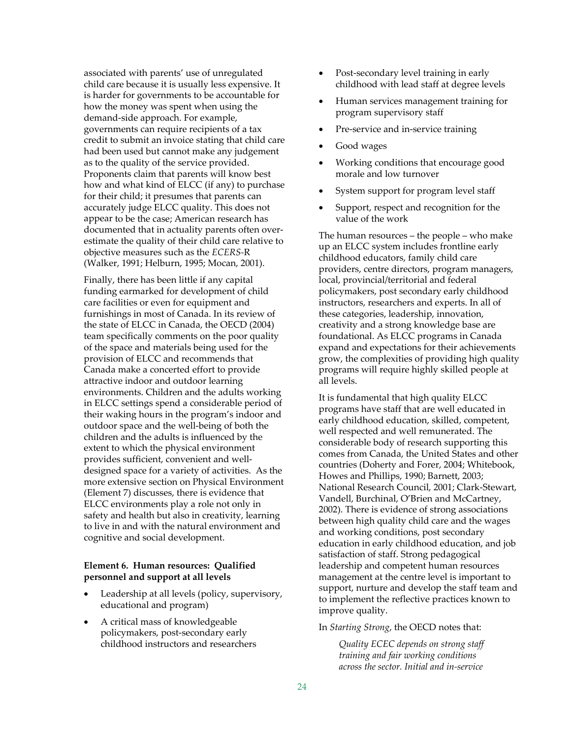associated with parents' use of unregulated child care because it is usually less expensive. It is harder for governments to be accountable for how the money was spent when using the demand-side approach. For example, governments can require recipients of a tax credit to submit an invoice stating that child care had been used but cannot make any judgement as to the quality of the service provided. Proponents claim that parents will know best how and what kind of ELCC (if any) to purchase for their child; it presumes that parents can accurately judge ELCC quality. This does not appear to be the case; American research has documented that in actuality parents often over-estimate the quality of their child care relative to objective measures such as the *ECERS*-R (Walker, 1991; Helburn, 1995; Mocan, 2001).

Finally, there has been little if any capital funding earmarked for development of child care facilities or even for equipment and furnishings in most of Canada. In its review of the state of ELCC in Canada, the OECD (2004) team specifically comments on the poor quality of the space and materials being used for the provision of ELCC and recommends that Canada make a concerted effort to provide attractive indoor and outdoor learning environments. Children and the adults working in ELCC settings spend a considerable period of their waking hours in the program's indoor and outdoor space and the well-being of both the children and the adults is influenced by the extent to which the physical environment provides sufficient, convenient and well-designed space for a variety of activities. As the more extensive section on Physical Environment (Element 7) discusses, there is evidence that ELCC environments play a role not only in safety and health but also in creativity, learning to live in and with the natural environment and cognitive and social development.

**Element 6. Human resources: Qualified personnel and support at all levels**

- Leadership at all levels (policy, supervisory, educational and program)
- A critical mass of knowledgeable policymakers, post-secondary early childhood instructors and researchers
- Post-secondary level training in early childhood with lead staff at degree levels
- Human services management training for program supervisory staff
- Pre-service and in-service training
- Good wages
- Working conditions that encourage good morale and low turnover
- System support for program level staff
- Support, respect and recognition for the value of the work

The human resources – the people – who make up an ELCC system includes frontline early childhood educators, family child care providers, centre directors, program managers, local, provincial/territorial and federal policymakers, post secondary early childhood instructors, researchers and experts. In all of these categories, leadership, innovation, creativity and a strong knowledge base are foundational. As ELCC programs in Canada expand and expectations for their achievements grow, the complexities of providing high quality programs will require highly skilled people at all levels.

It is fundamental that high quality ELCC programs have staff that are well educated in early childhood education, skilled, competent, well respected and well remunerated. The considerable body of research supporting this comes from Canada, the United States and other countries (Doherty and Forer, 2004; Whitebook, Howes and Phillips, 1990; Barnett, 2003; National Research Council, 2001; Clark-Stewart, Vandell, Burchinal, O'Brien and McCartney, 2002). There is evidence of strong associations between high quality child care and the wages and working conditions, post secondary education in early childhood education, and job satisfaction of staff. Strong pedagogical leadership and competent human resources management at the centre level is important to support, nurture and develop the staff team and to implement the reflective practices known to improve quality.

In *Starting Strong*, the OECD notes that:

> *Quality ECEC depends on strong staff training and fair working conditions across the sector. Initial and in-service*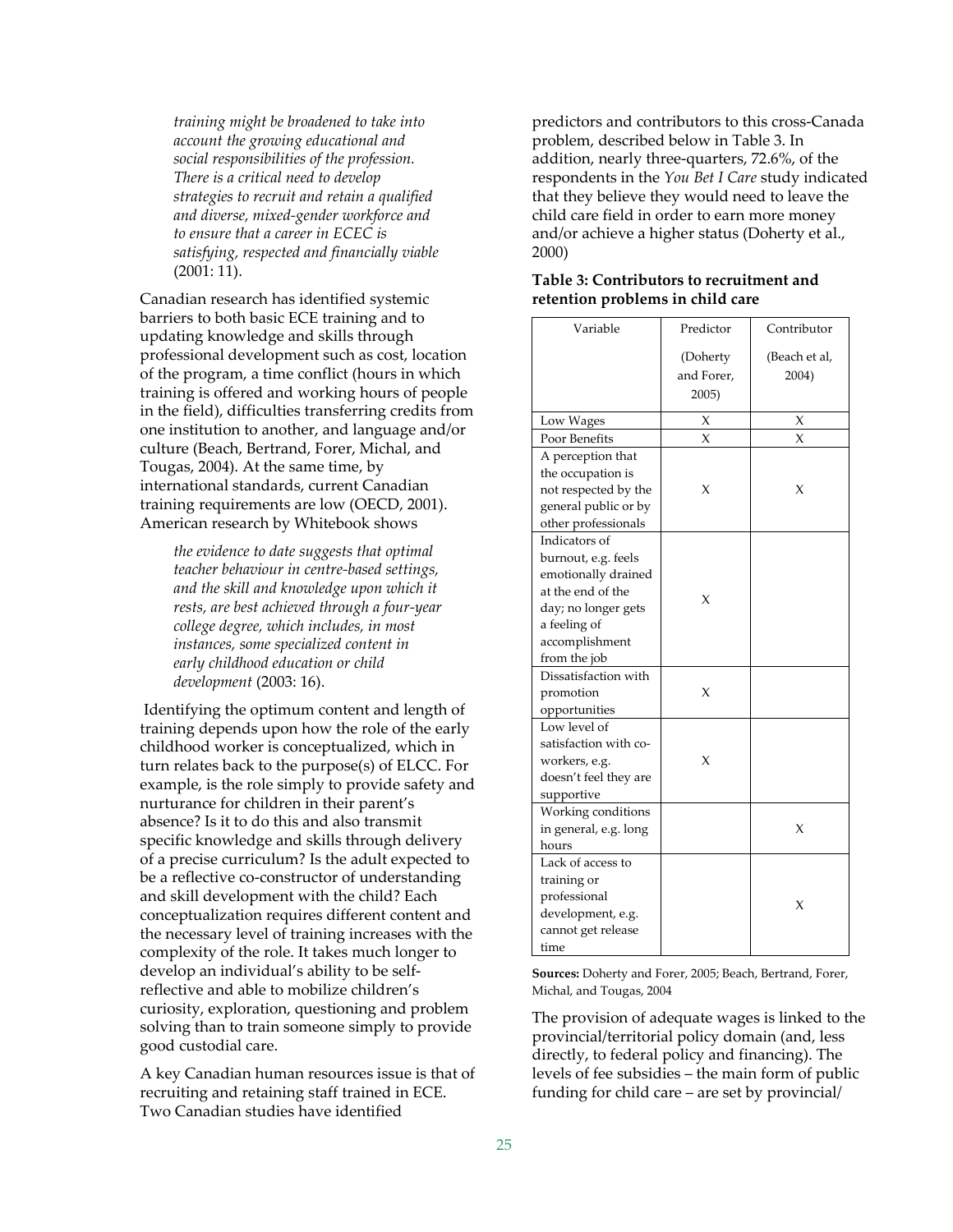> *training might be broadened to take into account the growing educational and social responsibilities of the profession. There is a critical need to develop strategies to recruit and retain a qualified and diverse, mixed-gender workforce and to ensure that a career in ECEC is satisfying, respected and financially viable* (2001: 11).

Canadian research has identified systemic barriers to both basic ECE training and to updating knowledge and skills through professional development such as cost, location of the program, a time conflict (hours in which training is offered and working hours of people in the field), difficulties transferring credits from one institution to another, and language and/or culture (Beach, Bertrand, Forer, Michal, and Tougas, 2004). At the same time, by international standards, current Canadian training requirements are low (OECD, 2001). American research by Whitebook shows

> *the evidence to date suggests that optimal teacher behaviour in centre-based settings, and the skill and knowledge upon which it rests, are best achieved through a four-year college degree, which includes, in most instances, some specialized content in early childhood education or child development* (2003: 16).

Identifying the optimum content and length of training depends upon how the role of the early childhood worker is conceptualized, which in turn relates back to the purpose(s) of ELCC. For example, is the role simply to provide safety and nurturance for children in their parent's absence? Is it to do this and also transmit specific knowledge and skills through delivery of a precise curriculum? Is the adult expected to be a reflective co-constructor of understanding and skill development with the child? Each conceptualization requires different content and the necessary level of training increases with the complexity of the role. It takes much longer to develop an individual's ability to be self-reflective and able to mobilize children's curiosity, exploration, questioning and problem solving than to train someone simply to provide good custodial care.

A key Canadian human resources issue is that of recruiting and retaining staff trained in ECE. Two Canadian studies have identified predictors and contributors to this cross-Canada problem, described below in Table 3. In addition, nearly three-quarters, 72.6%, of the respondents in the *You Bet I Care* study indicated that they believe they would need to leave the child care field in order to earn more money and/or achieve a higher status (Doherty et al., 2000)

**Table 3: Contributors to recruitment and retention problems in child care**

| Variable | Predictor (Doherty and Forer, 2005) | Contributor (Beach et al, 2004) |
|---|---|---|
| Low Wages | X | X |
| Poor Benefits | X | X |
| A perception that the occupation is not respected by the general public or by other professionals | X | X |
| Indicators of burnout, e.g. feels emotionally drained at the end of the day; no longer gets a feeling of accomplishment from the job | X | |
| Dissatisfaction with promotion opportunities | X | |
| Low level of satisfaction with co-workers, e.g. doesn't feel they are supportive | X | |
| Working conditions in general, e.g. long hours | | X |
| Lack of access to training or professional development, e.g. cannot get release time | | X |

**Sources:** Doherty and Forer, 2005; Beach, Bertrand, Forer, Michal, and Tougas, 2004

The provision of adequate wages is linked to the provincial/territorial policy domain (and, less directly, to federal policy and financing). The levels of fee subsidies – the main form of public funding for child care – are set by provincial/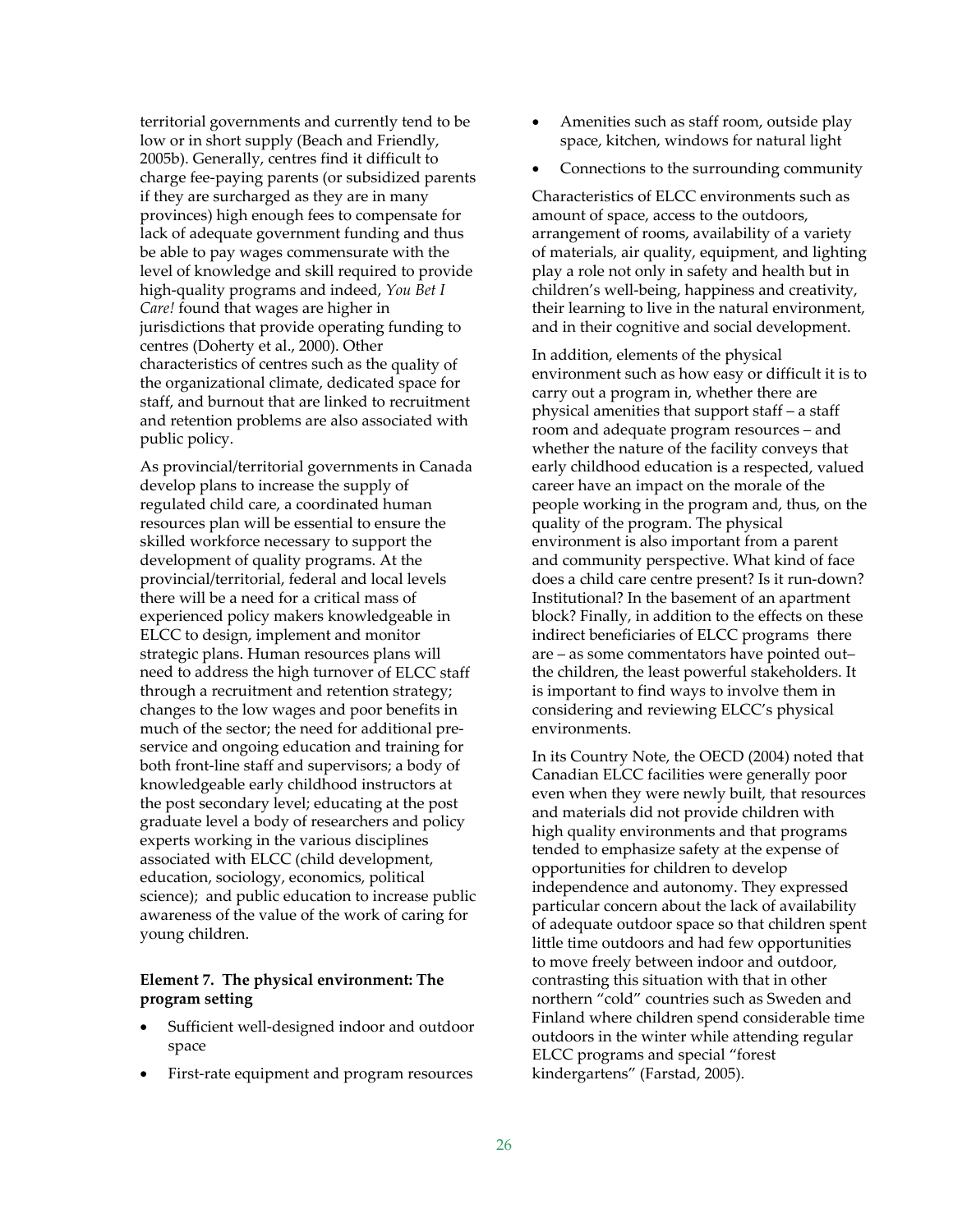territorial governments and currently tend to be low or in short supply (Beach and Friendly, 2005b). Generally, centres find it difficult to charge fee-paying parents (or subsidized parents if they are surcharged as they are in many provinces) high enough fees to compensate for lack of adequate government funding and thus be able to pay wages commensurate with the level of knowledge and skill required to provide high-quality programs and indeed, *You Bet I Care!* found that wages are higher in jurisdictions that provide operating funding to centres (Doherty et al., 2000). Other characteristics of centres such as the quality of the organizational climate, dedicated space for staff, and burnout that are linked to recruitment and retention problems are also associated with public policy.

As provincial/territorial governments in Canada develop plans to increase the supply of regulated child care, a coordinated human resources plan will be essential to ensure the skilled workforce necessary to support the development of quality programs. At the provincial/territorial, federal and local levels there will be a need for a critical mass of experienced policy makers knowledgeable in ELCC to design, implement and monitor strategic plans. Human resources plans will need to address the high turnover of ELCC staff through a recruitment and retention strategy; changes to the low wages and poor benefits in much of the sector; the need for additional pre-service and ongoing education and training for both front-line staff and supervisors; a body of knowledgeable early childhood instructors at the post secondary level; educating at the post graduate level a body of researchers and policy experts working in the various disciplines associated with ELCC (child development, education, sociology, economics, political science); and public education to increase public awareness of the value of the work of caring for young children.

**Element 7. The physical environment: The program setting**

- Sufficient well-designed indoor and outdoor space
- First-rate equipment and program resources
- Amenities such as staff room, outside play space, kitchen, windows for natural light
- Connections to the surrounding community

Characteristics of ELCC environments such as amount of space, access to the outdoors, arrangement of rooms, availability of a variety of materials, air quality, equipment, and lighting play a role not only in safety and health but in children's well-being, happiness and creativity, their learning to live in the natural environment, and in their cognitive and social development.

In addition, elements of the physical environment such as how easy or difficult it is to carry out a program in, whether there are physical amenities that support staff – a staff room and adequate program resources – and whether the nature of the facility conveys that early childhood education is a respected, valued career have an impact on the morale of the people working in the program and, thus, on the quality of the program. The physical environment is also important from a parent and community perspective. What kind of face does a child care centre present? Is it run-down? Institutional? In the basement of an apartment block? Finally, in addition to the effects on these indirect beneficiaries of ELCC programs there are – as some commentators have pointed out– the children, the least powerful stakeholders. It is important to find ways to involve them in considering and reviewing ELCC's physical environments.

In its Country Note, the OECD (2004) noted that Canadian ELCC facilities were generally poor even when they were newly built, that resources and materials did not provide children with high quality environments and that programs tended to emphasize safety at the expense of opportunities for children to develop independence and autonomy. They expressed particular concern about the lack of availability of adequate outdoor space so that children spent little time outdoors and had few opportunities to move freely between indoor and outdoor, contrasting this situation with that in other northern "cold" countries such as Sweden and Finland where children spend considerable time outdoors in the winter while attending regular ELCC programs and special "forest kindergartens" (Farstad, 2005).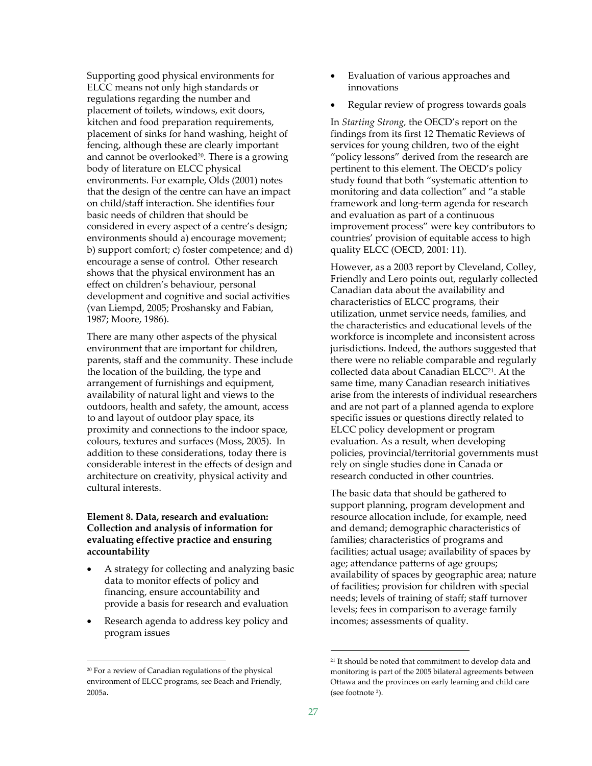Supporting good physical environments for ELCC means not only high standards or regulations regarding the number and placement of toilets, windows, exit doors, kitchen and food preparation requirements, placement of sinks for hand washing, height of fencing, although these are clearly important and cannot be overlooked[20]. There is a growing body of literature on ELCC physical environments. For example, Olds (2001) notes that the design of the centre can have an impact on child/staff interaction. She identifies four basic needs of children that should be considered in every aspect of a centre's design; environments should a) encourage movement; b) support comfort; c) foster competence; and d) encourage a sense of control. Other research shows that the physical environment has an effect on children's behaviour, personal development and cognitive and social activities (van Liempd, 2005; Proshansky and Fabian, 1987; Moore, 1986).

There are many other aspects of the physical environment that are important for children, parents, staff and the community. These include the location of the building, the type and arrangement of furnishings and equipment, availability of natural light and views to the outdoors, health and safety, the amount, access to and layout of outdoor play space, its proximity and connections to the indoor space, colours, textures and surfaces (Moss, 2005). In addition to these considerations, today there is considerable interest in the effects of design and architecture on creativity, physical activity and cultural interests.

**Element 8. Data, research and evaluation: Collection and analysis of information for evaluating effective practice and ensuring accountability**

- A strategy for collecting and analyzing basic data to monitor effects of policy and financing, ensure accountability and provide a basis for research and evaluation
- Research agenda to address key policy and program issues
- Evaluation of various approaches and innovations
- Regular review of progress towards goals

In *Starting Strong,* the OECD's report on the findings from its first 12 Thematic Reviews of services for young children, two of the eight "policy lessons" derived from the research are pertinent to this element. The OECD's policy study found that both "systematic attention to monitoring and data collection" and "a stable framework and long-term agenda for research and evaluation as part of a continuous improvement process" were key contributors to countries' provision of equitable access to high quality ELCC (OECD, 2001: 11).

However, as a 2003 report by Cleveland, Colley, Friendly and Lero points out, regularly collected Canadian data about the availability and characteristics of ELCC programs, their utilization, unmet service needs, families, and the characteristics and educational levels of the workforce is incomplete and inconsistent across jurisdictions. Indeed, the authors suggested that there were no reliable comparable and regularly collected data about Canadian ELCC[21]. At the same time, many Canadian research initiatives arise from the interests of individual researchers and are not part of a planned agenda to explore specific issues or questions directly related to ELCC policy development or program evaluation. As a result, when developing policies, provincial/territorial governments must rely on single studies done in Canada or research conducted in other countries.

The basic data that should be gathered to support planning, program development and resource allocation include, for example, need and demand; demographic characteristics of families; characteristics of programs and facilities; actual usage; availability of spaces by age; attendance patterns of age groups; availability of spaces by geographic area; nature of facilities; provision for children with special needs; levels of training of staff; staff turnover levels; fees in comparison to average family incomes; assessments of quality.

---

[20] For a review of Canadian regulations of the physical environment of ELCC programs, see Beach and Friendly, 2005a.

[21] It should be noted that commitment to develop data and monitoring is part of the 2005 bilateral agreements between Ottawa and the provinces on early learning and child care (see footnote [2]).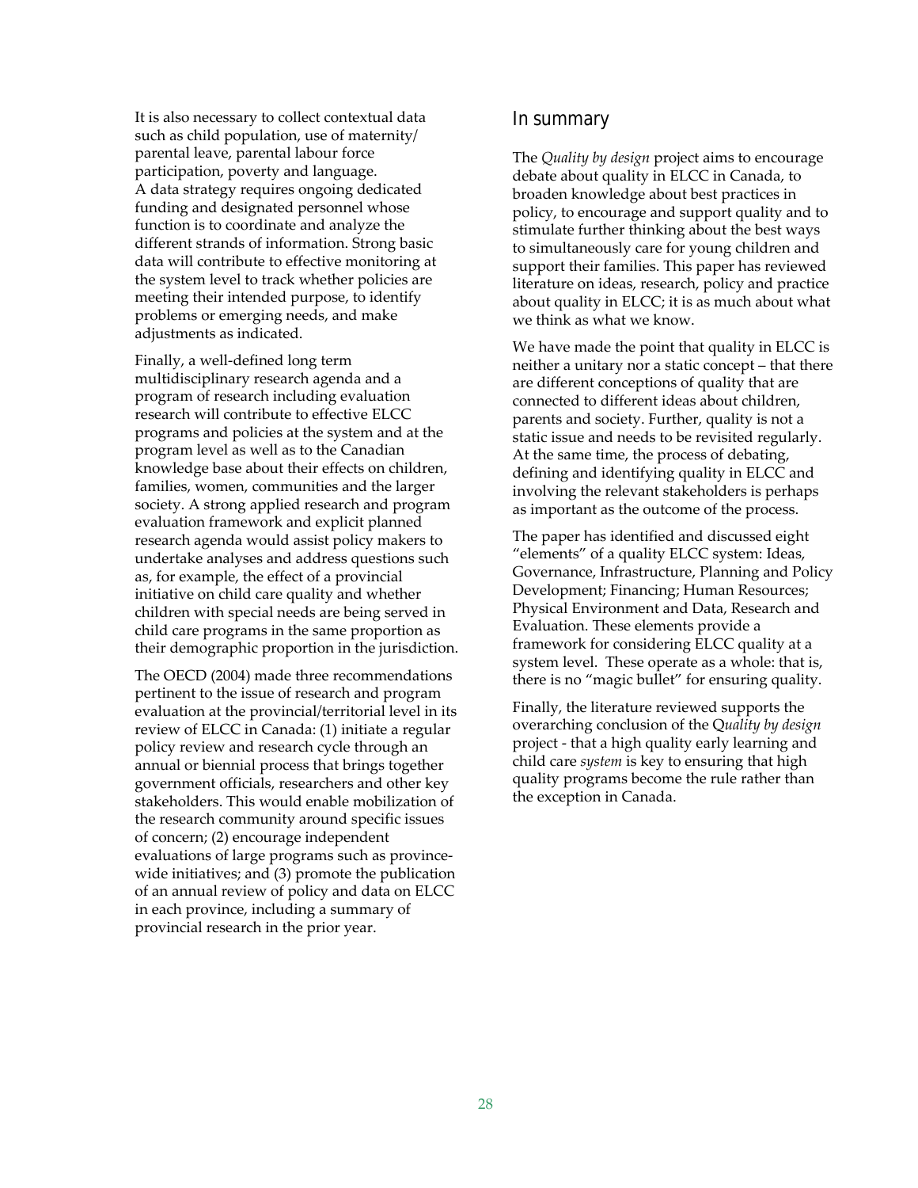It is also necessary to collect contextual data such as child population, use of maternity/ parental leave, parental labour force participation, poverty and language. A data strategy requires ongoing dedicated funding and designated personnel whose function is to coordinate and analyze the different strands of information. Strong basic data will contribute to effective monitoring at the system level to track whether policies are meeting their intended purpose, to identify problems or emerging needs, and make adjustments as indicated.

Finally, a well-defined long term multidisciplinary research agenda and a program of research including evaluation research will contribute to effective ELCC programs and policies at the system and at the program level as well as to the Canadian knowledge base about their effects on children, families, women, communities and the larger society. A strong applied research and program evaluation framework and explicit planned research agenda would assist policy makers to undertake analyses and address questions such as, for example, the effect of a provincial initiative on child care quality and whether children with special needs are being served in child care programs in the same proportion as their demographic proportion in the jurisdiction.

The OECD (2004) made three recommendations pertinent to the issue of research and program evaluation at the provincial/territorial level in its review of ELCC in Canada: (1) initiate a regular policy review and research cycle through an annual or biennial process that brings together government officials, researchers and other key stakeholders. This would enable mobilization of the research community around specific issues of concern; (2) encourage independent evaluations of large programs such as province-wide initiatives; and (3) promote the publication of an annual review of policy and data on ELCC in each province, including a summary of provincial research in the prior year.

## In summary

The *Quality by design* project aims to encourage debate about quality in ELCC in Canada, to broaden knowledge about best practices in policy, to encourage and support quality and to stimulate further thinking about the best ways to simultaneously care for young children and support their families. This paper has reviewed literature on ideas, research, policy and practice about quality in ELCC; it is as much about what we think as what we know.

We have made the point that quality in ELCC is neither a unitary nor a static concept – that there are different conceptions of quality that are connected to different ideas about children, parents and society. Further, quality is not a static issue and needs to be revisited regularly. At the same time, the process of debating, defining and identifying quality in ELCC and involving the relevant stakeholders is perhaps as important as the outcome of the process.

The paper has identified and discussed eight "elements" of a quality ELCC system: Ideas, Governance, Infrastructure, Planning and Policy Development; Financing; Human Resources; Physical Environment and Data, Research and Evaluation. These elements provide a framework for considering ELCC quality at a system level. These operate as a whole: that is, there is no "magic bullet" for ensuring quality.

Finally, the literature reviewed supports the overarching conclusion of the Q*uality by design* project - that a high quality early learning and child care *system* is key to ensuring that high quality programs become the rule rather than the exception in Canada.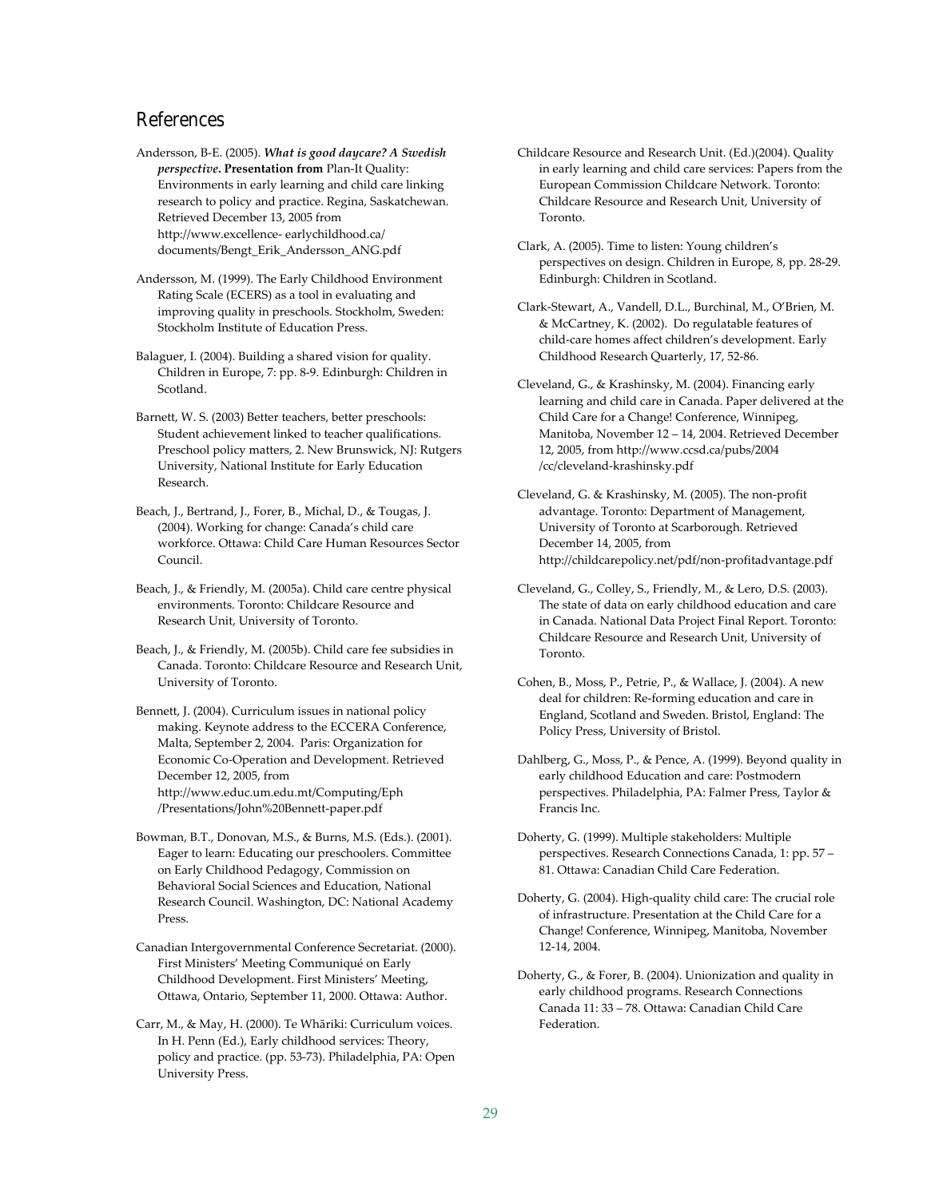## References

Andersson, B-E. (2005). ***What is good daycare? A Swedish perspective*****. Presentation from** Plan-It Quality: Environments in early learning and child care linking research to policy and practice. Regina, Saskatchewan. Retrieved December 13, 2005 from http://www.excellence- earlychildhood.ca/ documents/Bengt_Erik_Andersson_ANG.pdf

Andersson, M. (1999). The Early Childhood Environment Rating Scale (ECERS) as a tool in evaluating and improving quality in preschools. Stockholm, Sweden: Stockholm Institute of Education Press.

Balaguer, I. (2004). Building a shared vision for quality. Children in Europe, 7: pp. 8-9. Edinburgh: Children in Scotland.

Barnett, W. S. (2003) Better teachers, better preschools: Student achievement linked to teacher qualifications. Preschool policy matters, 2. New Brunswick, NJ: Rutgers University, National Institute for Early Education Research.

Beach, J., Bertrand, J., Forer, B., Michal, D., & Tougas, J. (2004). Working for change: Canada's child care workforce. Ottawa: Child Care Human Resources Sector Council.

Beach, J., & Friendly, M. (2005a). Child care centre physical environments. Toronto: Childcare Resource and Research Unit, University of Toronto.

Beach, J., & Friendly, M. (2005b). Child care fee subsidies in Canada. Toronto: Childcare Resource and Research Unit, University of Toronto.

Bennett, J. (2004). Curriculum issues in national policy making. Keynote address to the ECCERA Conference, Malta, September 2, 2004. Paris: Organization for Economic Co-Operation and Development. Retrieved December 12, 2005, from http://www.educ.um.edu.mt/Computing/Eph /Presentations/John%20Bennett-paper.pdf

Bowman, B.T., Donovan, M.S., & Burns, M.S. (Eds.). (2001). Eager to learn: Educating our preschoolers. Committee on Early Childhood Pedagogy, Commission on Behavioral Social Sciences and Education, National Research Council. Washington, DC: National Academy Press.

Canadian Intergovernmental Conference Secretariat. (2000). First Ministers' Meeting Communiqué on Early Childhood Development. First Ministers' Meeting, Ottawa, Ontario, September 11, 2000. Ottawa: Author.

Carr, M., & May, H. (2000). Te Whāriki: Curriculum voices. In H. Penn (Ed.), Early childhood services: Theory, policy and practice. (pp. 53-73). Philadelphia, PA: Open University Press.

Childcare Resource and Research Unit. (Ed.)(2004). Quality in early learning and child care services: Papers from the European Commission Childcare Network. Toronto: Childcare Resource and Research Unit, University of Toronto.

Clark, A. (2005). Time to listen: Young children's perspectives on design. Children in Europe, 8, pp. 28-29. Edinburgh: Children in Scotland.

Clark-Stewart, A., Vandell, D.L., Burchinal, M., O'Brien, M. & McCartney, K. (2002). Do regulatable features of child-care homes affect children's development. Early Childhood Research Quarterly, 17, 52-86.

Cleveland, G., & Krashinsky, M. (2004). Financing early learning and child care in Canada. Paper delivered at the Child Care for a Change! Conference, Winnipeg, Manitoba, November 12 – 14, 2004. Retrieved December 12, 2005, from http://www.ccsd.ca/pubs/2004 /cc/cleveland-krashinsky.pdf

Cleveland, G. & Krashinsky, M. (2005). The non-profit advantage. Toronto: Department of Management, University of Toronto at Scarborough. Retrieved December 14, 2005, from http://childcarepolicy.net/pdf/non-profitadvantage.pdf

Cleveland, G., Colley, S., Friendly, M., & Lero, D.S. (2003). The state of data on early childhood education and care in Canada. National Data Project Final Report. Toronto: Childcare Resource and Research Unit, University of Toronto.

Cohen, B., Moss, P., Petrie, P., & Wallace, J. (2004). A new deal for children: Re-forming education and care in England, Scotland and Sweden. Bristol, England: The Policy Press, University of Bristol.

Dahlberg, G., Moss, P., & Pence, A. (1999). Beyond quality in early childhood Education and care: Postmodern perspectives. Philadelphia, PA: Falmer Press, Taylor & Francis Inc.

Doherty, G. (1999). Multiple stakeholders: Multiple perspectives. Research Connections Canada, 1: pp. 57 – 81. Ottawa: Canadian Child Care Federation.

Doherty, G. (2004). High-quality child care: The crucial role of infrastructure. Presentation at the Child Care for a Change! Conference, Winnipeg, Manitoba, November 12-14, 2004.

Doherty, G., & Forer, B. (2004). Unionization and quality in early childhood programs. Research Connections Canada 11: 33 – 78. Ottawa: Canadian Child Care Federation.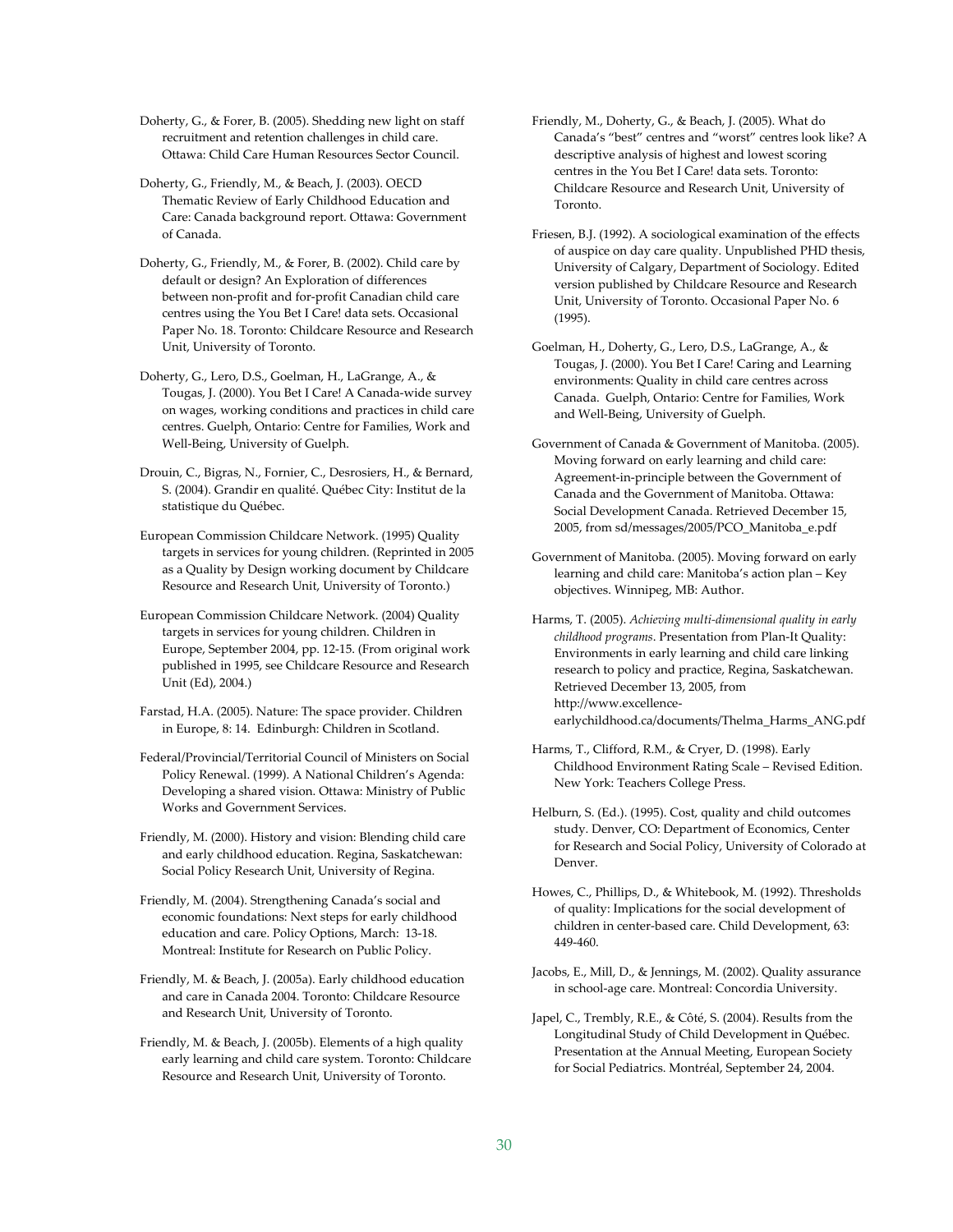Doherty, G., & Forer, B. (2005). Shedding new light on staff recruitment and retention challenges in child care. Ottawa: Child Care Human Resources Sector Council.

Doherty, G., Friendly, M., & Beach, J. (2003). OECD Thematic Review of Early Childhood Education and Care: Canada background report. Ottawa: Government of Canada.

Doherty, G., Friendly, M., & Forer, B. (2002). Child care by default or design? An Exploration of differences between non-profit and for-profit Canadian child care centres using the You Bet I Care! data sets. Occasional Paper No. 18. Toronto: Childcare Resource and Research Unit, University of Toronto.

Doherty, G., Lero, D.S., Goelman, H., LaGrange, A., & Tougas, J. (2000). You Bet I Care! A Canada-wide survey on wages, working conditions and practices in child care centres. Guelph, Ontario: Centre for Families, Work and Well-Being, University of Guelph.

Drouin, C., Bigras, N., Fornier, C., Desrosiers, H., & Bernard, S. (2004). Grandir en qualité. Québec City: Institut de la statistique du Québec.

European Commission Childcare Network. (1995) Quality targets in services for young children. (Reprinted in 2005 as a Quality by Design working document by Childcare Resource and Research Unit, University of Toronto.)

European Commission Childcare Network. (2004) Quality targets in services for young children. Children in Europe, September 2004, pp. 12-15. (From original work published in 1995, see Childcare Resource and Research Unit (Ed), 2004.)

Farstad, H.A. (2005). Nature: The space provider. Children in Europe, 8: 14. Edinburgh: Children in Scotland.

Federal/Provincial/Territorial Council of Ministers on Social Policy Renewal. (1999). A National Children's Agenda: Developing a shared vision. Ottawa: Ministry of Public Works and Government Services.

Friendly, M. (2000). History and vision: Blending child care and early childhood education. Regina, Saskatchewan: Social Policy Research Unit, University of Regina.

Friendly, M. (2004). Strengthening Canada's social and economic foundations: Next steps for early childhood education and care. Policy Options, March: 13-18. Montreal: Institute for Research on Public Policy.

Friendly, M. & Beach, J. (2005a). Early childhood education and care in Canada 2004. Toronto: Childcare Resource and Research Unit, University of Toronto.

Friendly, M. & Beach, J. (2005b). Elements of a high quality early learning and child care system. Toronto: Childcare Resource and Research Unit, University of Toronto.

Friendly, M., Doherty, G., & Beach, J. (2005). What do Canada's "best" centres and "worst" centres look like? A descriptive analysis of highest and lowest scoring centres in the You Bet I Care! data sets. Toronto: Childcare Resource and Research Unit, University of Toronto.

Friesen, B.J. (1992). A sociological examination of the effects of auspice on day care quality. Unpublished PHD thesis, University of Calgary, Department of Sociology. Edited version published by Childcare Resource and Research Unit, University of Toronto. Occasional Paper No. 6 (1995).

Goelman, H., Doherty, G., Lero, D.S., LaGrange, A., & Tougas, J. (2000). You Bet I Care! Caring and Learning environments: Quality in child care centres across Canada. Guelph, Ontario: Centre for Families, Work and Well-Being, University of Guelph.

Government of Canada & Government of Manitoba. (2005). Moving forward on early learning and child care: Agreement-in-principle between the Government of Canada and the Government of Manitoba. Ottawa: Social Development Canada. Retrieved December 15, 2005, from sd/messages/2005/PCO_Manitoba_e.pdf

Government of Manitoba. (2005). Moving forward on early learning and child care: Manitoba's action plan – Key objectives. Winnipeg, MB: Author.

Harms, T. (2005). *Achieving multi-dimensional quality in early childhood programs*. Presentation from Plan-It Quality: Environments in early learning and child care linking research to policy and practice, Regina, Saskatchewan. Retrieved December 13, 2005, from http://www.excellence-earlychildhood.ca/documents/Thelma_Harms_ANG.pdf

Harms, T., Clifford, R.M., & Cryer, D. (1998). Early Childhood Environment Rating Scale – Revised Edition. New York: Teachers College Press.

Helburn, S. (Ed.). (1995). Cost, quality and child outcomes study. Denver, CO: Department of Economics, Center for Research and Social Policy, University of Colorado at Denver.

Howes, C., Phillips, D., & Whitebook, M. (1992). Thresholds of quality: Implications for the social development of children in center-based care. Child Development, 63: 449-460.

Jacobs, E., Mill, D., & Jennings, M. (2002). Quality assurance in school-age care. Montreal: Concordia University.

Japel, C., Trembly, R.E., & Côté, S. (2004). Results from the Longitudinal Study of Child Development in Québec. Presentation at the Annual Meeting, European Society for Social Pediatrics. Montréal, September 24, 2004.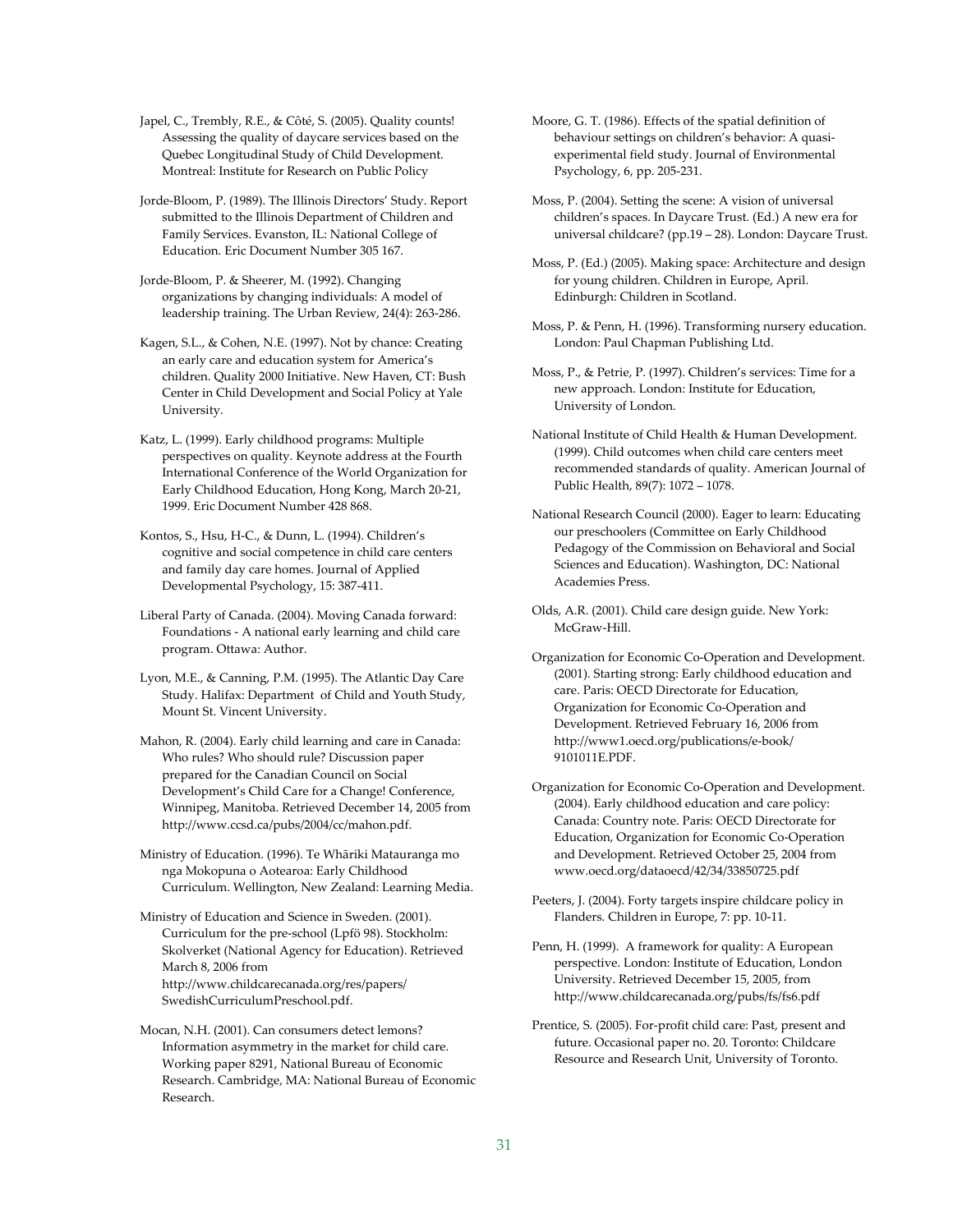Japel, C., Trembly, R.E., & Côté, S. (2005). Quality counts! Assessing the quality of daycare services based on the Quebec Longitudinal Study of Child Development. Montreal: Institute for Research on Public Policy

Jorde-Bloom, P. (1989). The Illinois Directors' Study. Report submitted to the Illinois Department of Children and Family Services. Evanston, IL: National College of Education. Eric Document Number 305 167.

Jorde-Bloom, P. & Sheerer, M. (1992). Changing organizations by changing individuals: A model of leadership training. The Urban Review, 24(4): 263-286.

Kagen, S.L., & Cohen, N.E. (1997). Not by chance: Creating an early care and education system for America's children. Quality 2000 Initiative. New Haven, CT: Bush Center in Child Development and Social Policy at Yale University.

Katz, L. (1999). Early childhood programs: Multiple perspectives on quality. Keynote address at the Fourth International Conference of the World Organization for Early Childhood Education, Hong Kong, March 20-21, 1999. Eric Document Number 428 868.

Kontos, S., Hsu, H-C., & Dunn, L. (1994). Children's cognitive and social competence in child care centers and family day care homes. Journal of Applied Developmental Psychology, 15: 387-411.

Liberal Party of Canada. (2004). Moving Canada forward: Foundations - A national early learning and child care program. Ottawa: Author.

Lyon, M.E., & Canning, P.M. (1995). The Atlantic Day Care Study. Halifax: Department of Child and Youth Study, Mount St. Vincent University.

Mahon, R. (2004). Early child learning and care in Canada: Who rules? Who should rule? Discussion paper prepared for the Canadian Council on Social Development's Child Care for a Change! Conference, Winnipeg, Manitoba. Retrieved December 14, 2005 from http://www.ccsd.ca/pubs/2004/cc/mahon.pdf.

Ministry of Education. (1996). Te Whāriki Matauranga mo nga Mokopuna o Aotearoa: Early Childhood Curriculum. Wellington, New Zealand: Learning Media.

Ministry of Education and Science in Sweden. (2001). Curriculum for the pre-school (Lpfö 98). Stockholm: Skolverket (National Agency for Education). Retrieved March 8, 2006 from http://www.childcarecanada.org/res/papers/SwedishCurriculumPreschool.pdf.

Mocan, N.H. (2001). Can consumers detect lemons? Information asymmetry in the market for child care. Working paper 8291, National Bureau of Economic Research. Cambridge, MA: National Bureau of Economic Research.

Moore, G. T. (1986). Effects of the spatial definition of behaviour settings on children's behavior: A quasi-experimental field study. Journal of Environmental Psychology, 6, pp. 205-231.

Moss, P. (2004). Setting the scene: A vision of universal children's spaces. In Daycare Trust. (Ed.) A new era for universal childcare? (pp.19 – 28). London: Daycare Trust.

Moss, P. (Ed.) (2005). Making space: Architecture and design for young children. Children in Europe, April. Edinburgh: Children in Scotland.

Moss, P. & Penn, H. (1996). Transforming nursery education. London: Paul Chapman Publishing Ltd.

Moss, P., & Petrie, P. (1997). Children's services: Time for a new approach. London: Institute for Education, University of London.

National Institute of Child Health & Human Development. (1999). Child outcomes when child care centers meet recommended standards of quality. American Journal of Public Health, 89(7): 1072 – 1078.

National Research Council (2000). Eager to learn: Educating our preschoolers (Committee on Early Childhood Pedagogy of the Commission on Behavioral and Social Sciences and Education). Washington, DC: National Academies Press.

Olds, A.R. (2001). Child care design guide. New York: McGraw-Hill.

Organization for Economic Co-Operation and Development. (2001). Starting strong: Early childhood education and care. Paris: OECD Directorate for Education, Organization for Economic Co-Operation and Development. Retrieved February 16, 2006 from http://www1.oecd.org/publications/e-book/9101011E.PDF.

Organization for Economic Co-Operation and Development. (2004). Early childhood education and care policy: Canada: Country note. Paris: OECD Directorate for Education, Organization for Economic Co-Operation and Development. Retrieved October 25, 2004 from www.oecd.org/dataoecd/42/34/33850725.pdf

Peeters, J. (2004). Forty targets inspire childcare policy in Flanders. Children in Europe, 7: pp. 10-11.

Penn, H. (1999). A framework for quality: A European perspective. London: Institute of Education, London University. Retrieved December 15, 2005, from http://www.childcarecanada.org/pubs/fs/fs6.pdf

Prentice, S. (2005). For-profit child care: Past, present and future. Occasional paper no. 20. Toronto: Childcare Resource and Research Unit, University of Toronto.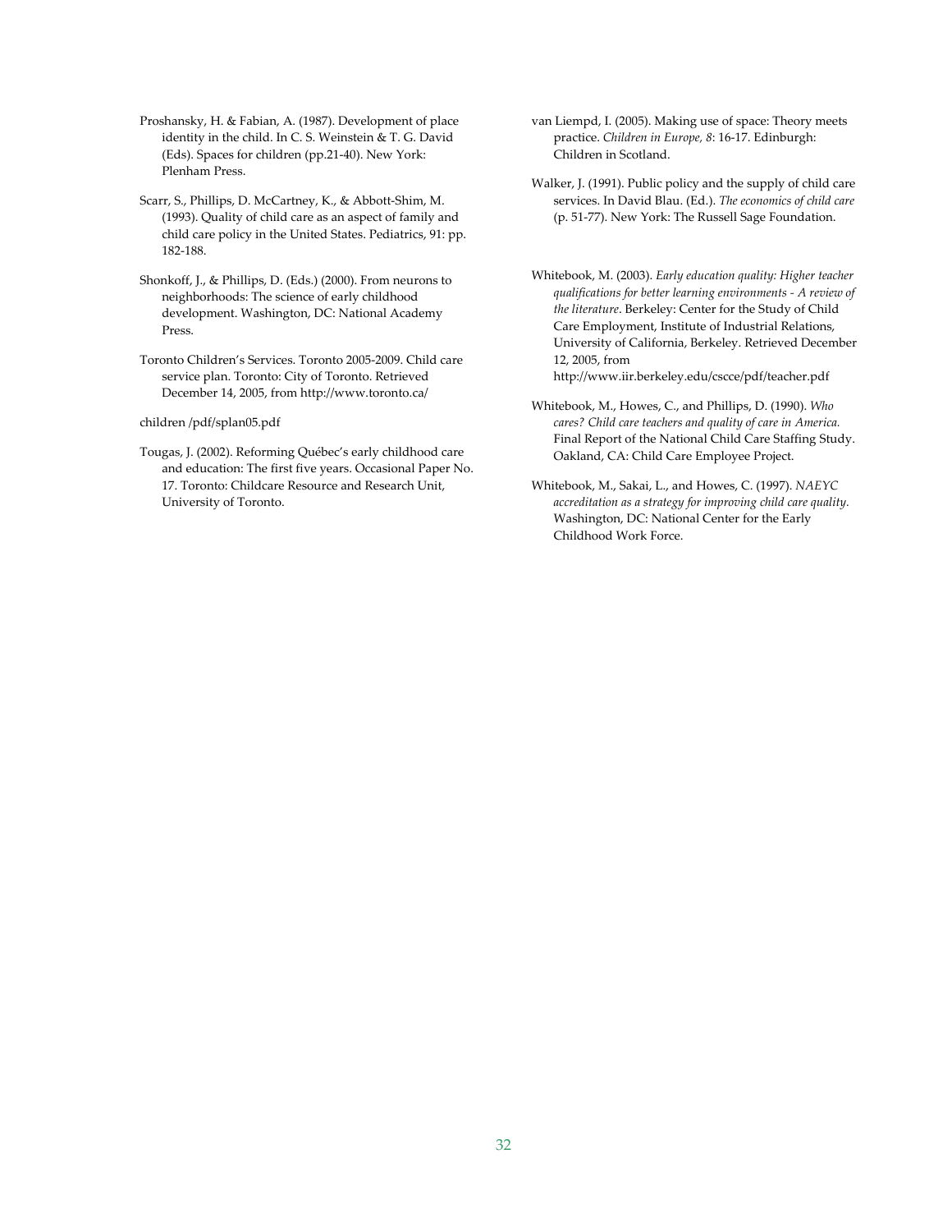Proshansky, H. & Fabian, A. (1987). Development of place identity in the child. In C. S. Weinstein & T. G. David (Eds). Spaces for children (pp.21-40). New York: Plenham Press.

Scarr, S., Phillips, D. McCartney, K., & Abbott-Shim, M. (1993). Quality of child care as an aspect of family and child care policy in the United States. Pediatrics, 91: pp. 182-188.

Shonkoff, J., & Phillips, D. (Eds.) (2000). From neurons to neighborhoods: The science of early childhood development. Washington, DC: National Academy Press.

Toronto Children's Services. Toronto 2005-2009. Child care service plan. Toronto: City of Toronto. Retrieved December 14, 2005, from http://www.toronto.ca/

children /pdf/splan05.pdf

Tougas, J. (2002). Reforming Québec's early childhood care and education: The first five years. Occasional Paper No. 17. Toronto: Childcare Resource and Research Unit, University of Toronto.

van Liempd, I. (2005). Making use of space: Theory meets practice. *Children in Europe, 8*: 16-17. Edinburgh: Children in Scotland.

Walker, J. (1991). Public policy and the supply of child care services. In David Blau. (Ed.). *The economics of child care* (p. 51-77). New York: The Russell Sage Foundation.

Whitebook, M. (2003). *Early education quality: Higher teacher qualifications for better learning environments - A review of the literature*. Berkeley: Center for the Study of Child Care Employment, Institute of Industrial Relations, University of California, Berkeley. Retrieved December 12, 2005, from http://www.iir.berkeley.edu/cscce/pdf/teacher.pdf

Whitebook, M., Howes, C., and Phillips, D. (1990). *Who cares? Child care teachers and quality of care in America.* Final Report of the National Child Care Staffing Study. Oakland, CA: Child Care Employee Project.

Whitebook, M., Sakai, L., and Howes, C. (1997). *NAEYC accreditation as a strategy for improving child care quality.* Washington, DC: National Center for the Early Childhood Work Force.